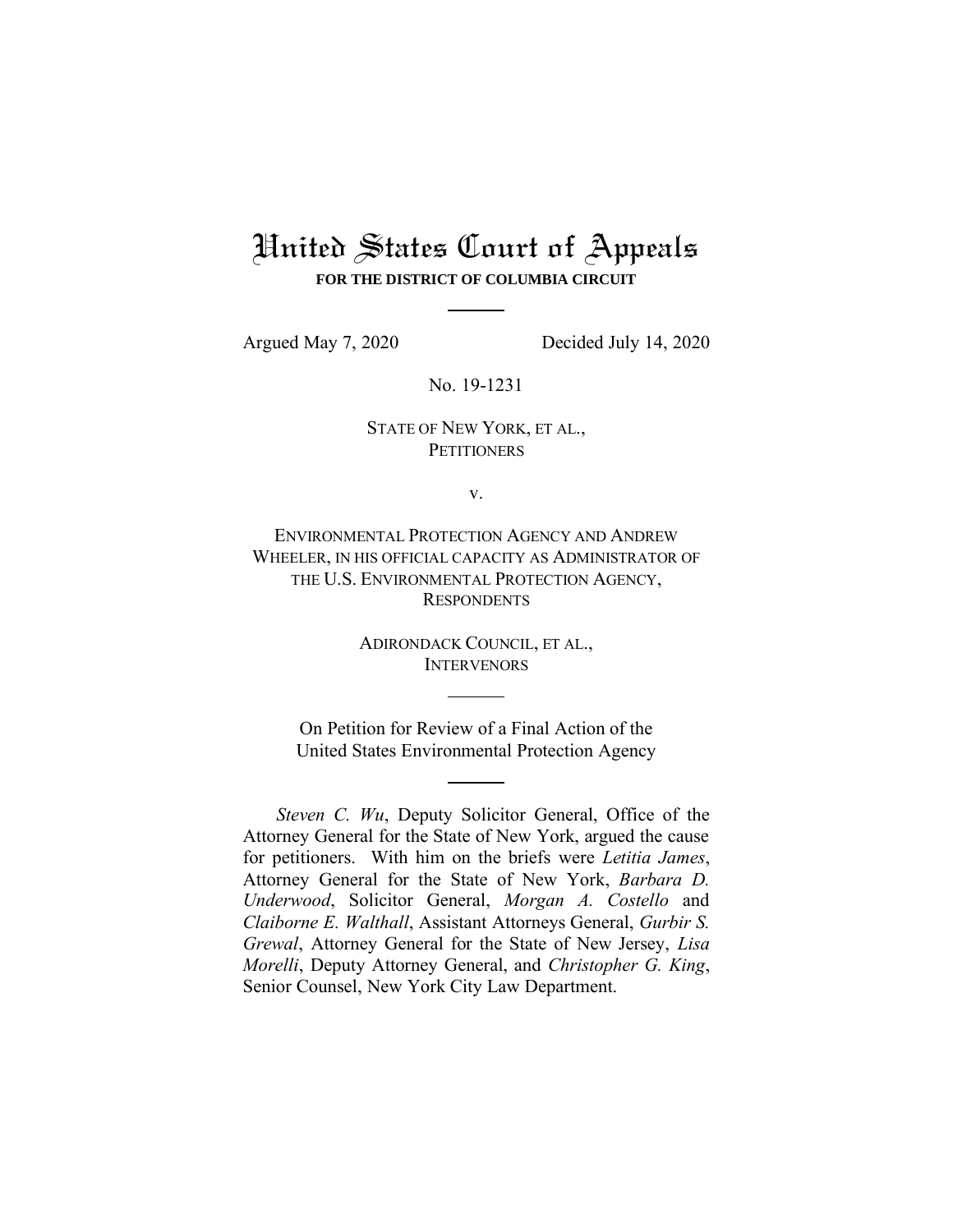# United States Court of Appeals

**FOR THE DISTRICT OF COLUMBIA CIRCUIT**

Argued May 7, 2020 Decided July 14, 2020

No. 19-1231

STATE OF NEW YORK, ET AL.,
PETITIONERS

v.

ENVIRONMENTAL PROTECTION AGENCY AND ANDREW WHEELER, IN HIS OFFICIAL CAPACITY AS ADMINISTRATOR OF THE U.S. ENVIRONMENTAL PROTECTION AGENCY,
RESPONDENTS

ADIRONDACK COUNCIL, ET AL.,
INTERVENORS

On Petition for Review of a Final Action of the United States Environmental Protection Agency

*Steven C. Wu*, Deputy Solicitor General, Office of the Attorney General for the State of New York, argued the cause for petitioners. With him on the briefs were *Letitia James*, Attorney General for the State of New York, *Barbara D. Underwood*, Solicitor General, *Morgan A. Costello* and *Claiborne E. Walthall*, Assistant Attorneys General, *Gurbir S. Grewal*, Attorney General for the State of New Jersey, *Lisa Morelli*, Deputy Attorney General, and *Christopher G. King*, Senior Counsel, New York City Law Department.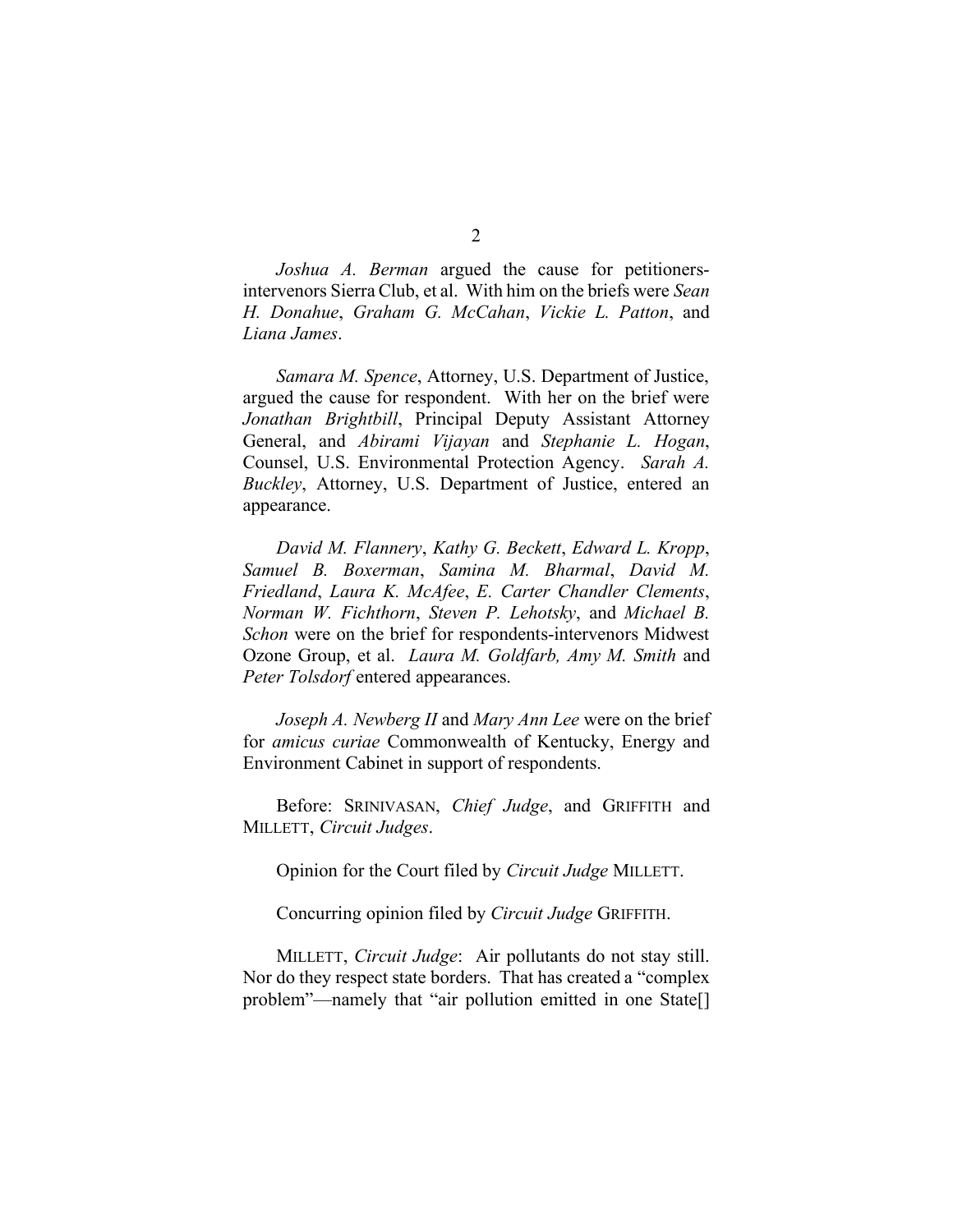*Joshua A. Berman* argued the cause for petitioners-intervenors Sierra Club, et al. With him on the briefs were *Sean H. Donahue*, *Graham G. McCahan*, *Vickie L. Patton*, and *Liana James*.

*Samara M. Spence*, Attorney, U.S. Department of Justice, argued the cause for respondent. With her on the brief were *Jonathan Brightbill*, Principal Deputy Assistant Attorney General, and *Abirami Vijayan* and *Stephanie L. Hogan*, Counsel, U.S. Environmental Protection Agency. *Sarah A. Buckley*, Attorney, U.S. Department of Justice, entered an appearance.

*David M. Flannery*, *Kathy G. Beckett*, *Edward L. Kropp*, *Samuel B. Boxerman*, *Samina M. Bharmal*, *David M. Friedland*, *Laura K. McAfee*, *E. Carter Chandler Clements*, *Norman W. Fichthorn*, *Steven P. Lehotsky*, and *Michael B. Schon* were on the brief for respondents-intervenors Midwest Ozone Group, et al. *Laura M. Goldfarb, Amy M. Smith* and *Peter Tolsdorf* entered appearances.

*Joseph A. Newberg II* and *Mary Ann Lee* were on the brief for *amicus curiae* Commonwealth of Kentucky, Energy and Environment Cabinet in support of respondents.

Before: SRINIVASAN, *Chief Judge*, and GRIFFITH and MILLETT, *Circuit Judges*.

Opinion for the Court filed by *Circuit Judge* MILLETT.

Concurring opinion filed by *Circuit Judge* GRIFFITH.

MILLETT, *Circuit Judge*: Air pollutants do not stay still. Nor do they respect state borders. That has created a "complex problem"—namely that "air pollution emitted in one State[]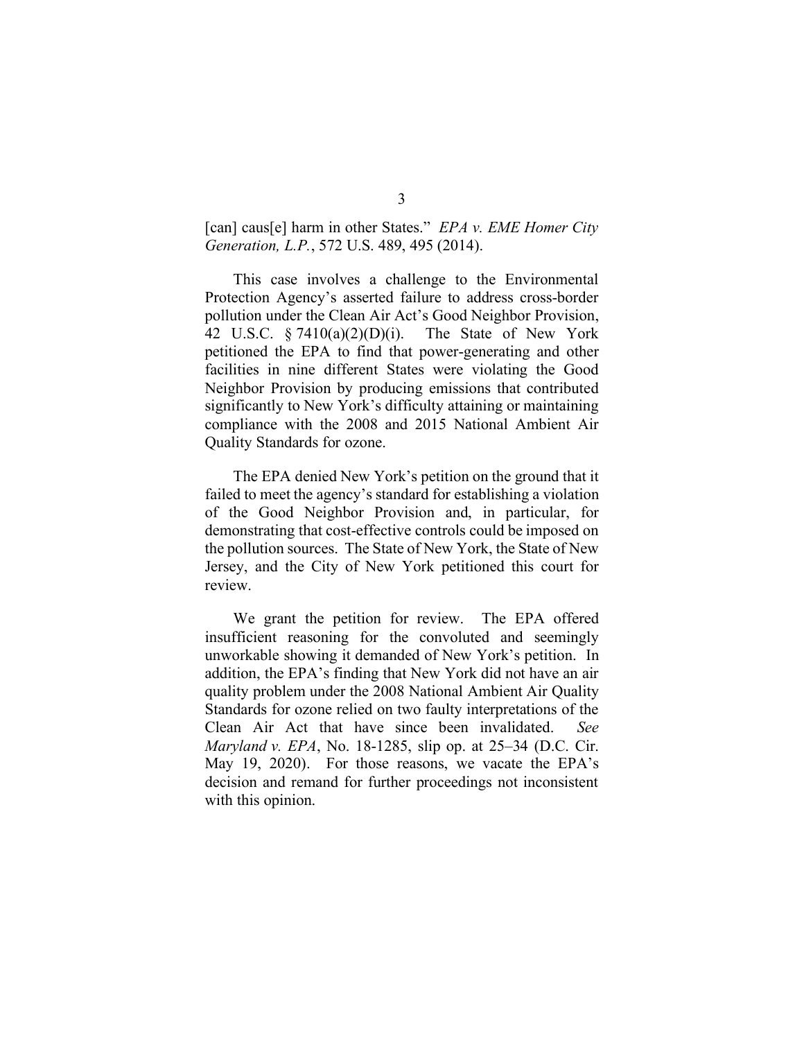[can] caus[e] harm in other States." *EPA v. EME Homer City Generation, L.P.*, 572 U.S. 489, 495 (2014).

This case involves a challenge to the Environmental Protection Agency's asserted failure to address cross-border pollution under the Clean Air Act's Good Neighbor Provision, 42 U.S.C. § 7410(a)(2)(D)(i). The State of New York petitioned the EPA to find that power-generating and other facilities in nine different States were violating the Good Neighbor Provision by producing emissions that contributed significantly to New York's difficulty attaining or maintaining compliance with the 2008 and 2015 National Ambient Air Quality Standards for ozone.

The EPA denied New York's petition on the ground that it failed to meet the agency's standard for establishing a violation of the Good Neighbor Provision and, in particular, for demonstrating that cost-effective controls could be imposed on the pollution sources. The State of New York, the State of New Jersey, and the City of New York petitioned this court for review.

We grant the petition for review. The EPA offered insufficient reasoning for the convoluted and seemingly unworkable showing it demanded of New York's petition. In addition, the EPA's finding that New York did not have an air quality problem under the 2008 National Ambient Air Quality Standards for ozone relied on two faulty interpretations of the Clean Air Act that have since been invalidated. *See Maryland v. EPA*, No. 18-1285, slip op. at 25–34 (D.C. Cir. May 19, 2020). For those reasons, we vacate the EPA's decision and remand for further proceedings not inconsistent with this opinion.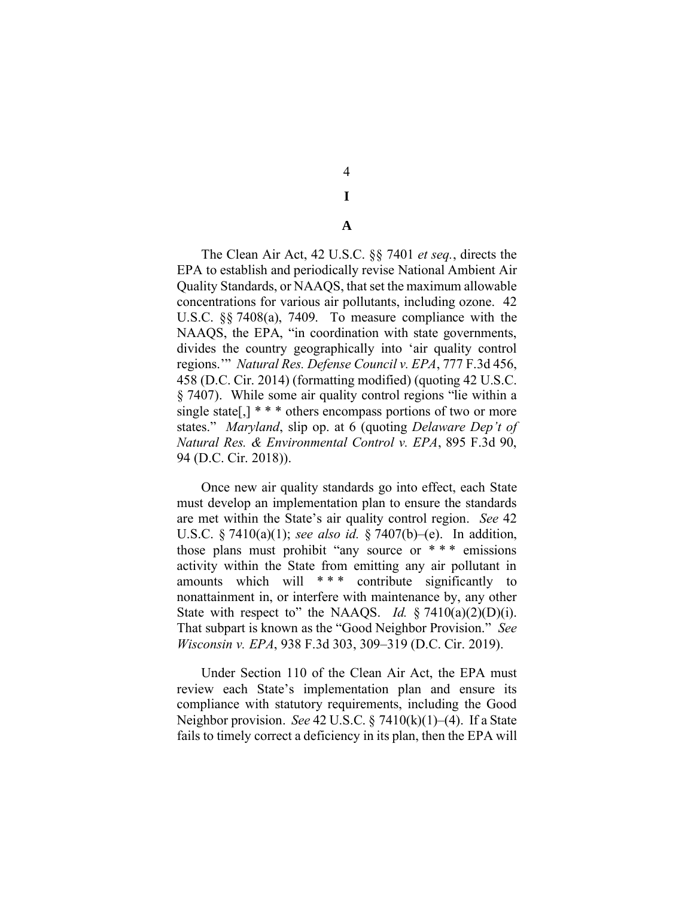# I

## A

The Clean Air Act, 42 U.S.C. §§ 7401 *et seq.*, directs the EPA to establish and periodically revise National Ambient Air Quality Standards, or NAAQS, that set the maximum allowable concentrations for various air pollutants, including ozone. 42 U.S.C. §§ 7408(a), 7409. To measure compliance with the NAAQS, the EPA, "in coordination with state governments, divides the country geographically into 'air quality control regions.'" *Natural Res. Defense Council v. EPA*, 777 F.3d 456, 458 (D.C. Cir. 2014) (formatting modified) (quoting 42 U.S.C. § 7407). While some air quality control regions "lie within a single state[,] * * * others encompass portions of two or more states." *Maryland*, slip op. at 6 (quoting *Delaware Dep't of Natural Res. & Environmental Control v. EPA*, 895 F.3d 90, 94 (D.C. Cir. 2018)).

Once new air quality standards go into effect, each State must develop an implementation plan to ensure the standards are met within the State's air quality control region. *See* 42 U.S.C. § 7410(a)(1); *see also id.* § 7407(b)–(e). In addition, those plans must prohibit "any source or * * * emissions activity within the State from emitting any air pollutant in amounts which will * * * contribute significantly to nonattainment in, or interfere with maintenance by, any other State with respect to" the NAAQS. *Id.* § 7410(a)(2)(D)(i). That subpart is known as the "Good Neighbor Provision." *See Wisconsin v. EPA*, 938 F.3d 303, 309–319 (D.C. Cir. 2019).

Under Section 110 of the Clean Air Act, the EPA must review each State's implementation plan and ensure its compliance with statutory requirements, including the Good Neighbor provision. *See* 42 U.S.C. § 7410(k)(1)–(4). If a State fails to timely correct a deficiency in its plan, then the EPA will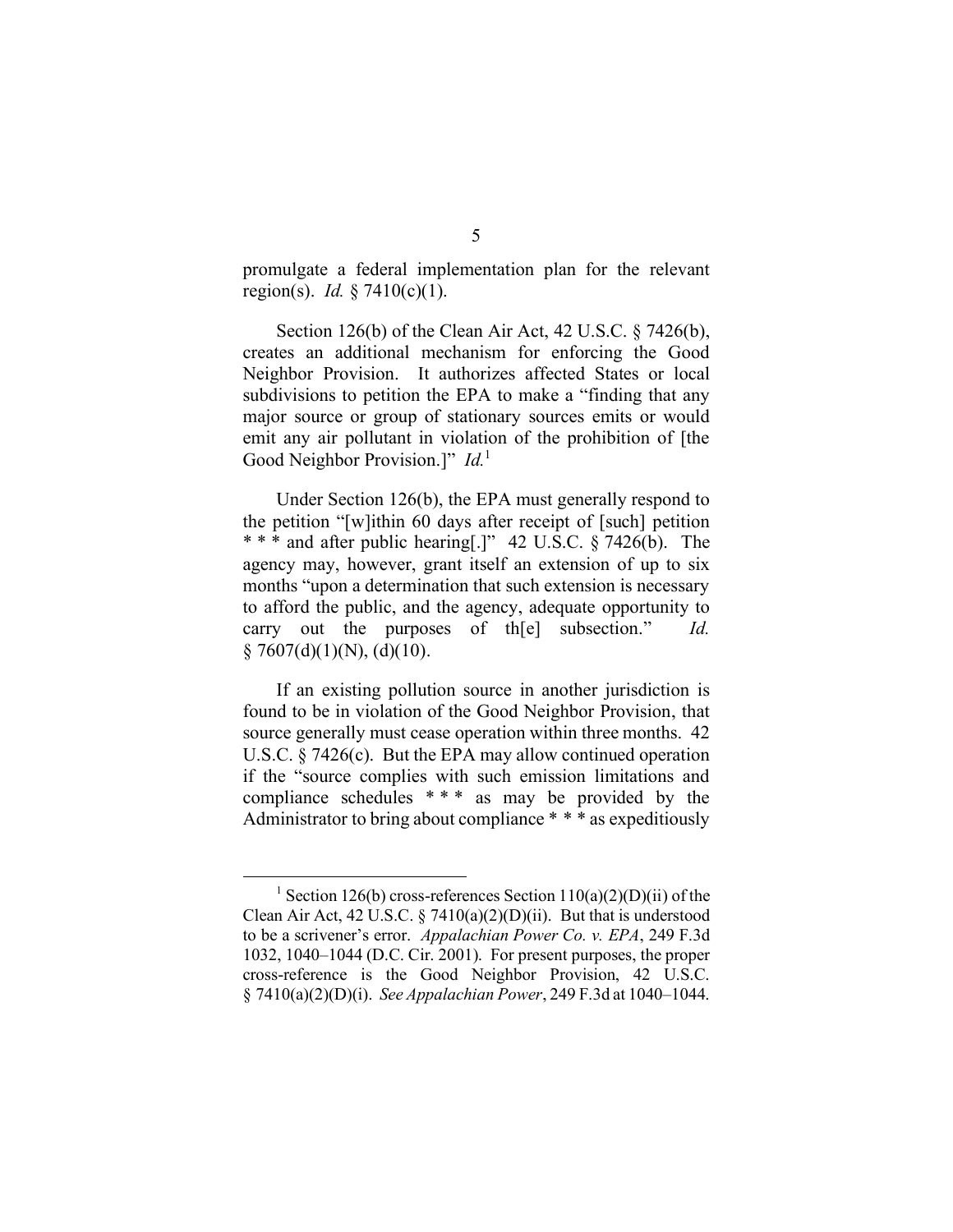promulgate a federal implementation plan for the relevant region(s). *Id.* § 7410(c)(1).

Section 126(b) of the Clean Air Act, 42 U.S.C. § 7426(b), creates an additional mechanism for enforcing the Good Neighbor Provision. It authorizes affected States or local subdivisions to petition the EPA to make a "finding that any major source or group of stationary sources emits or would emit any air pollutant in violation of the prohibition of [the Good Neighbor Provision.]" *Id.*[1]

Under Section 126(b), the EPA must generally respond to the petition "[w]ithin 60 days after receipt of [such] petition * * * and after public hearing[.]" 42 U.S.C. § 7426(b). The agency may, however, grant itself an extension of up to six months "upon a determination that such extension is necessary to afford the public, and the agency, adequate opportunity to carry out the purposes of th[e] subsection." *Id.* § 7607(d)(1)(N), (d)(10).

If an existing pollution source in another jurisdiction is found to be in violation of the Good Neighbor Provision, that source generally must cease operation within three months. 42 U.S.C. § 7426(c). But the EPA may allow continued operation if the "source complies with such emission limitations and compliance schedules * * * as may be provided by the Administrator to bring about compliance * * * as expeditiously

---

[1] Section 126(b) cross-references Section 110(a)(2)(D)(ii) of the Clean Air Act, 42 U.S.C. § 7410(a)(2)(D)(ii). But that is understood to be a scrivener's error. *Appalachian Power Co. v. EPA*, 249 F.3d 1032, 1040–1044 (D.C. Cir. 2001). For present purposes, the proper cross-reference is the Good Neighbor Provision, 42 U.S.C. § 7410(a)(2)(D)(i). *See Appalachian Power*, 249 F.3d at 1040–1044.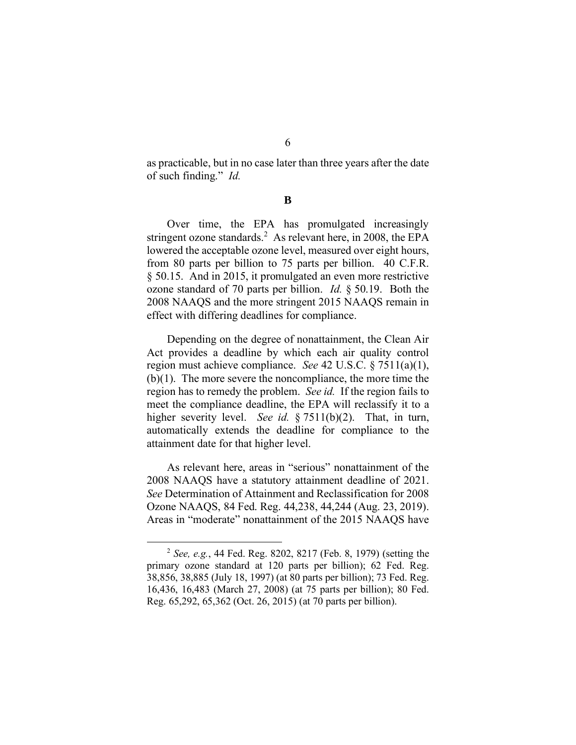as practicable, but in no case later than three years after the date of such finding." *Id.*

**B**

Over time, the EPA has promulgated increasingly stringent ozone standards.[2] As relevant here, in 2008, the EPA lowered the acceptable ozone level, measured over eight hours, from 80 parts per billion to 75 parts per billion. 40 C.F.R. § 50.15. And in 2015, it promulgated an even more restrictive ozone standard of 70 parts per billion. *Id.* § 50.19. Both the 2008 NAAQS and the more stringent 2015 NAAQS remain in effect with differing deadlines for compliance.

Depending on the degree of nonattainment, the Clean Air Act provides a deadline by which each air quality control region must achieve compliance. *See* 42 U.S.C. § 7511(a)(1), (b)(1). The more severe the noncompliance, the more time the region has to remedy the problem. *See id.* If the region fails to meet the compliance deadline, the EPA will reclassify it to a higher severity level. *See id.* § 7511(b)(2). That, in turn, automatically extends the deadline for compliance to the attainment date for that higher level.

As relevant here, areas in "serious" nonattainment of the 2008 NAAQS have a statutory attainment deadline of 2021. *See* Determination of Attainment and Reclassification for 2008 Ozone NAAQS, 84 Fed. Reg. 44,238, 44,244 (Aug. 23, 2019). Areas in "moderate" nonattainment of the 2015 NAAQS have

---

[2] *See, e.g.*, 44 Fed. Reg. 8202, 8217 (Feb. 8, 1979) (setting the primary ozone standard at 120 parts per billion); 62 Fed. Reg. 38,856, 38,885 (July 18, 1997) (at 80 parts per billion); 73 Fed. Reg. 16,436, 16,483 (March 27, 2008) (at 75 parts per billion); 80 Fed. Reg. 65,292, 65,362 (Oct. 26, 2015) (at 70 parts per billion).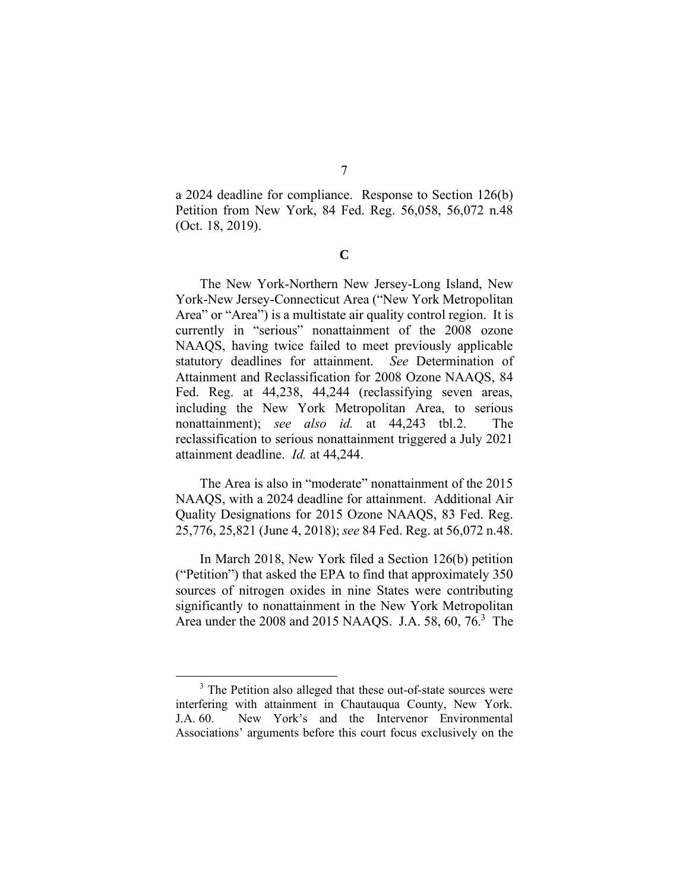a 2024 deadline for compliance. Response to Section 126(b) Petition from New York, 84 Fed. Reg. 56,058, 56,072 n.48 (Oct. 18, 2019).

**C**

The New York-Northern New Jersey-Long Island, New York-New Jersey-Connecticut Area ("New York Metropolitan Area" or "Area") is a multistate air quality control region. It is currently in "serious" nonattainment of the 2008 ozone NAAQS, having twice failed to meet previously applicable statutory deadlines for attainment. *See* Determination of Attainment and Reclassification for 2008 Ozone NAAQS, 84 Fed. Reg. at 44,238, 44,244 (reclassifying seven areas, including the New York Metropolitan Area, to serious nonattainment); *see also id.* at 44,243 tbl.2. The reclassification to serious nonattainment triggered a July 2021 attainment deadline. *Id.* at 44,244.

The Area is also in "moderate" nonattainment of the 2015 NAAQS, with a 2024 deadline for attainment. Additional Air Quality Designations for 2015 Ozone NAAQS, 83 Fed. Reg. 25,776, 25,821 (June 4, 2018); *see* 84 Fed. Reg. at 56,072 n.48.

In March 2018, New York filed a Section 126(b) petition ("Petition") that asked the EPA to find that approximately 350 sources of nitrogen oxides in nine States were contributing significantly to nonattainment in the New York Metropolitan Area under the 2008 and 2015 NAAQS. J.A. 58, 60, 76.[3] The

[3] The Petition also alleged that these out-of-state sources were interfering with attainment in Chautauqua County, New York. J.A. 60. New York's and the Intervenor Environmental Associations' arguments before this court focus exclusively on the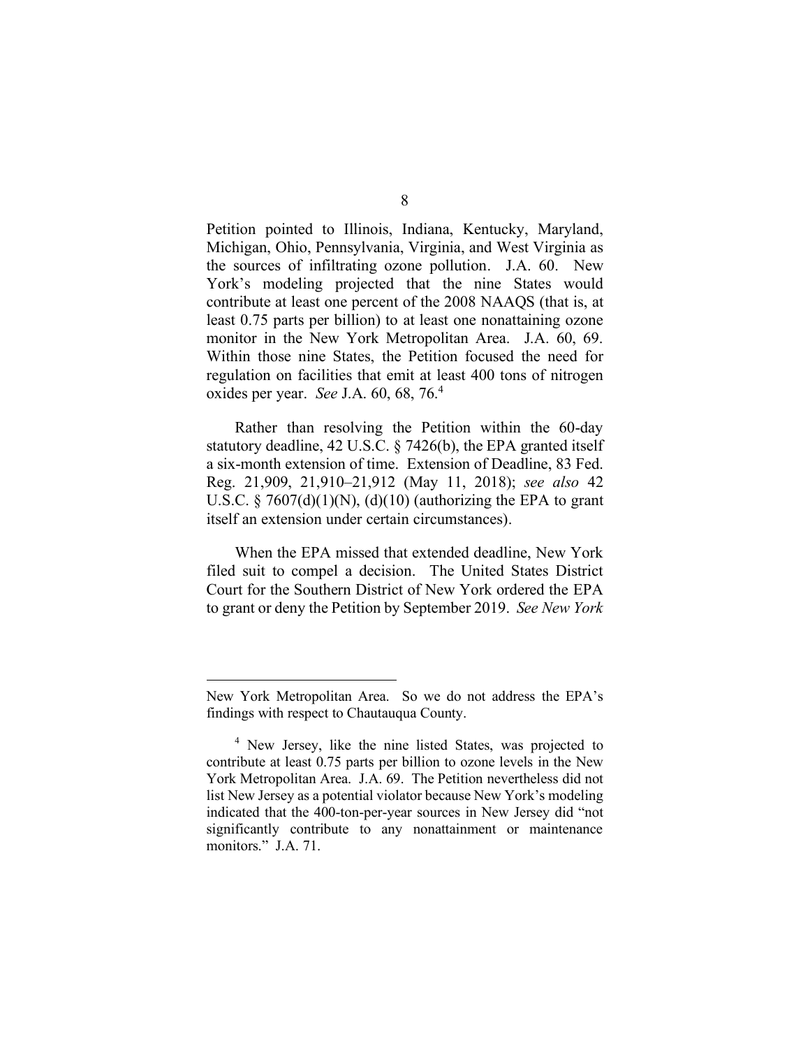Petition pointed to Illinois, Indiana, Kentucky, Maryland, Michigan, Ohio, Pennsylvania, Virginia, and West Virginia as the sources of infiltrating ozone pollution. J.A. 60. New York's modeling projected that the nine States would contribute at least one percent of the 2008 NAAQS (that is, at least 0.75 parts per billion) to at least one nonattaining ozone monitor in the New York Metropolitan Area. J.A. 60, 69. Within those nine States, the Petition focused the need for regulation on facilities that emit at least 400 tons of nitrogen oxides per year. *See* J.A. 60, 68, 76.[4]

Rather than resolving the Petition within the 60-day statutory deadline, 42 U.S.C. § 7426(b), the EPA granted itself a six-month extension of time. Extension of Deadline, 83 Fed. Reg. 21,909, 21,910–21,912 (May 11, 2018); *see also* 42 U.S.C. § 7607(d)(1)(N), (d)(10) (authorizing the EPA to grant itself an extension under certain circumstances).

When the EPA missed that extended deadline, New York filed suit to compel a decision. The United States District Court for the Southern District of New York ordered the EPA to grant or deny the Petition by September 2019. *See New York*

---

New York Metropolitan Area. So we do not address the EPA's findings with respect to Chautauqua County.

[4] New Jersey, like the nine listed States, was projected to contribute at least 0.75 parts per billion to ozone levels in the New York Metropolitan Area. J.A. 69. The Petition nevertheless did not list New Jersey as a potential violator because New York's modeling indicated that the 400-ton-per-year sources in New Jersey did "not significantly contribute to any nonattainment or maintenance monitors." J.A. 71.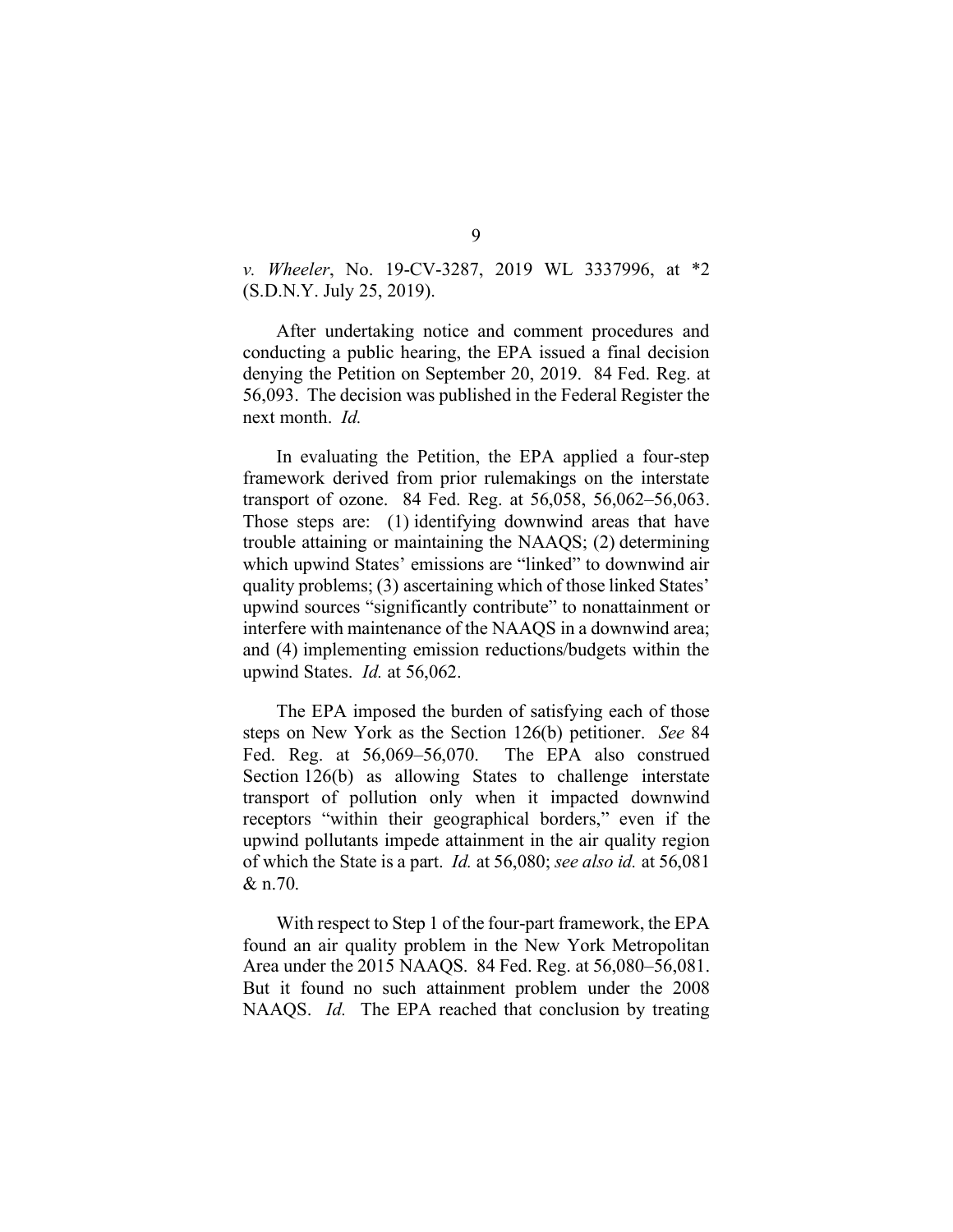*v. Wheeler*, No. 19-CV-3287, 2019 WL 3337996, at *2 (S.D.N.Y. July 25, 2019).

After undertaking notice and comment procedures and conducting a public hearing, the EPA issued a final decision denying the Petition on September 20, 2019. 84 Fed. Reg. at 56,093. The decision was published in the Federal Register the next month. *Id.*

In evaluating the Petition, the EPA applied a four-step framework derived from prior rulemakings on the interstate transport of ozone. 84 Fed. Reg. at 56,058, 56,062–56,063. Those steps are: (1) identifying downwind areas that have trouble attaining or maintaining the NAAQS; (2) determining which upwind States' emissions are "linked" to downwind air quality problems; (3) ascertaining which of those linked States' upwind sources "significantly contribute" to nonattainment or interfere with maintenance of the NAAQS in a downwind area; and (4) implementing emission reductions/budgets within the upwind States. *Id.* at 56,062.

The EPA imposed the burden of satisfying each of those steps on New York as the Section 126(b) petitioner. *See* 84 Fed. Reg. at 56,069–56,070. The EPA also construed Section 126(b) as allowing States to challenge interstate transport of pollution only when it impacted downwind receptors "within their geographical borders," even if the upwind pollutants impede attainment in the air quality region of which the State is a part. *Id.* at 56,080; *see also id.* at 56,081 & n.70.

With respect to Step 1 of the four-part framework, the EPA found an air quality problem in the New York Metropolitan Area under the 2015 NAAQS. 84 Fed. Reg. at 56,080–56,081. But it found no such attainment problem under the 2008 NAAQS. *Id.* The EPA reached that conclusion by treating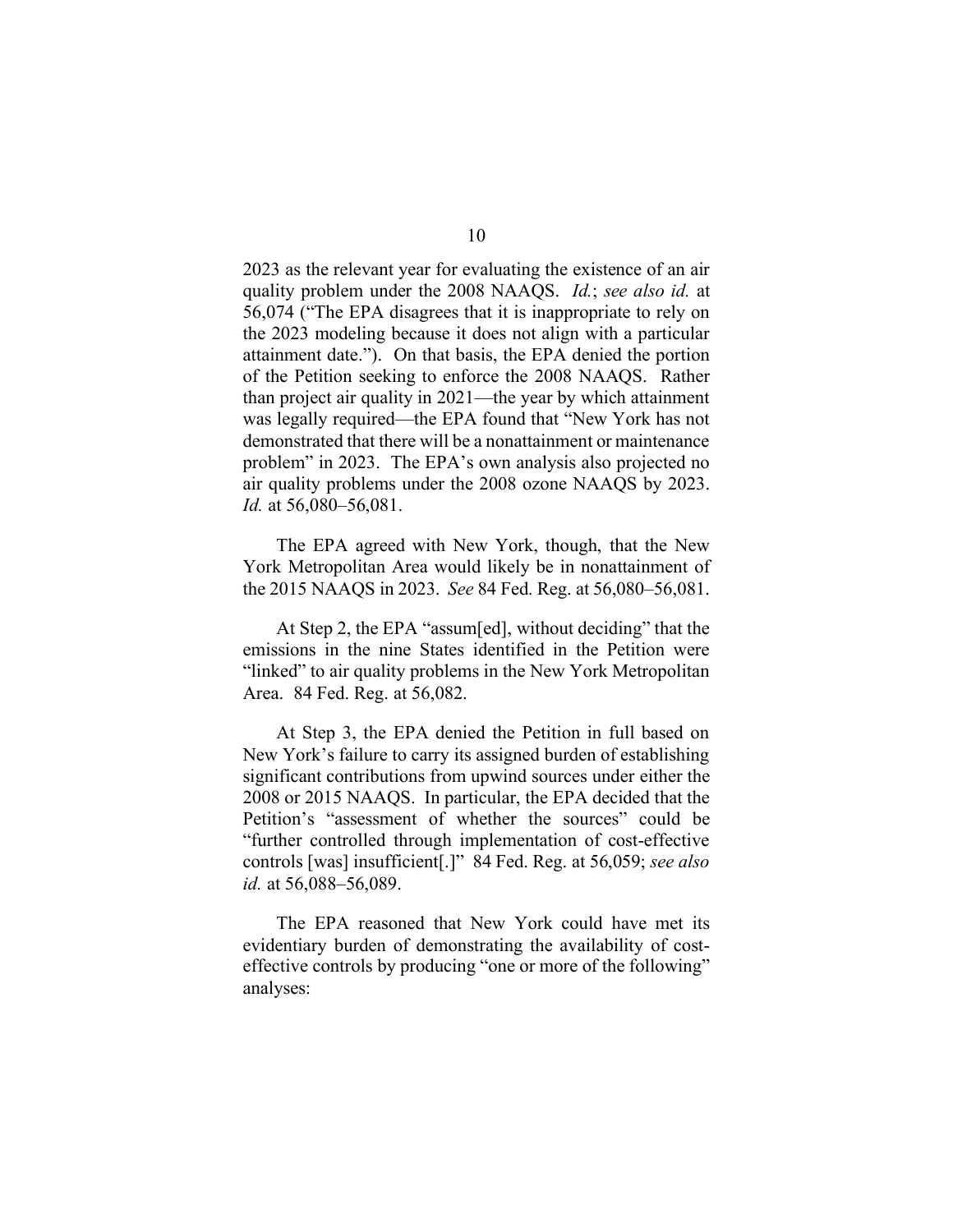2023 as the relevant year for evaluating the existence of an air quality problem under the 2008 NAAQS. *Id.*; *see also id.* at 56,074 ("The EPA disagrees that it is inappropriate to rely on the 2023 modeling because it does not align with a particular attainment date."). On that basis, the EPA denied the portion of the Petition seeking to enforce the 2008 NAAQS. Rather than project air quality in 2021—the year by which attainment was legally required—the EPA found that "New York has not demonstrated that there will be a nonattainment or maintenance problem" in 2023. The EPA's own analysis also projected no air quality problems under the 2008 ozone NAAQS by 2023. *Id.* at 56,080–56,081.

The EPA agreed with New York, though, that the New York Metropolitan Area would likely be in nonattainment of the 2015 NAAQS in 2023. *See* 84 Fed. Reg. at 56,080–56,081.

At Step 2, the EPA "assum[ed], without deciding" that the emissions in the nine States identified in the Petition were "linked" to air quality problems in the New York Metropolitan Area. 84 Fed. Reg. at 56,082.

At Step 3, the EPA denied the Petition in full based on New York's failure to carry its assigned burden of establishing significant contributions from upwind sources under either the 2008 or 2015 NAAQS. In particular, the EPA decided that the Petition's "assessment of whether the sources" could be "further controlled through implementation of cost-effective controls [was] insufficient[.]" 84 Fed. Reg. at 56,059; *see also id.* at 56,088–56,089.

The EPA reasoned that New York could have met its evidentiary burden of demonstrating the availability of cost-effective controls by producing "one or more of the following" analyses: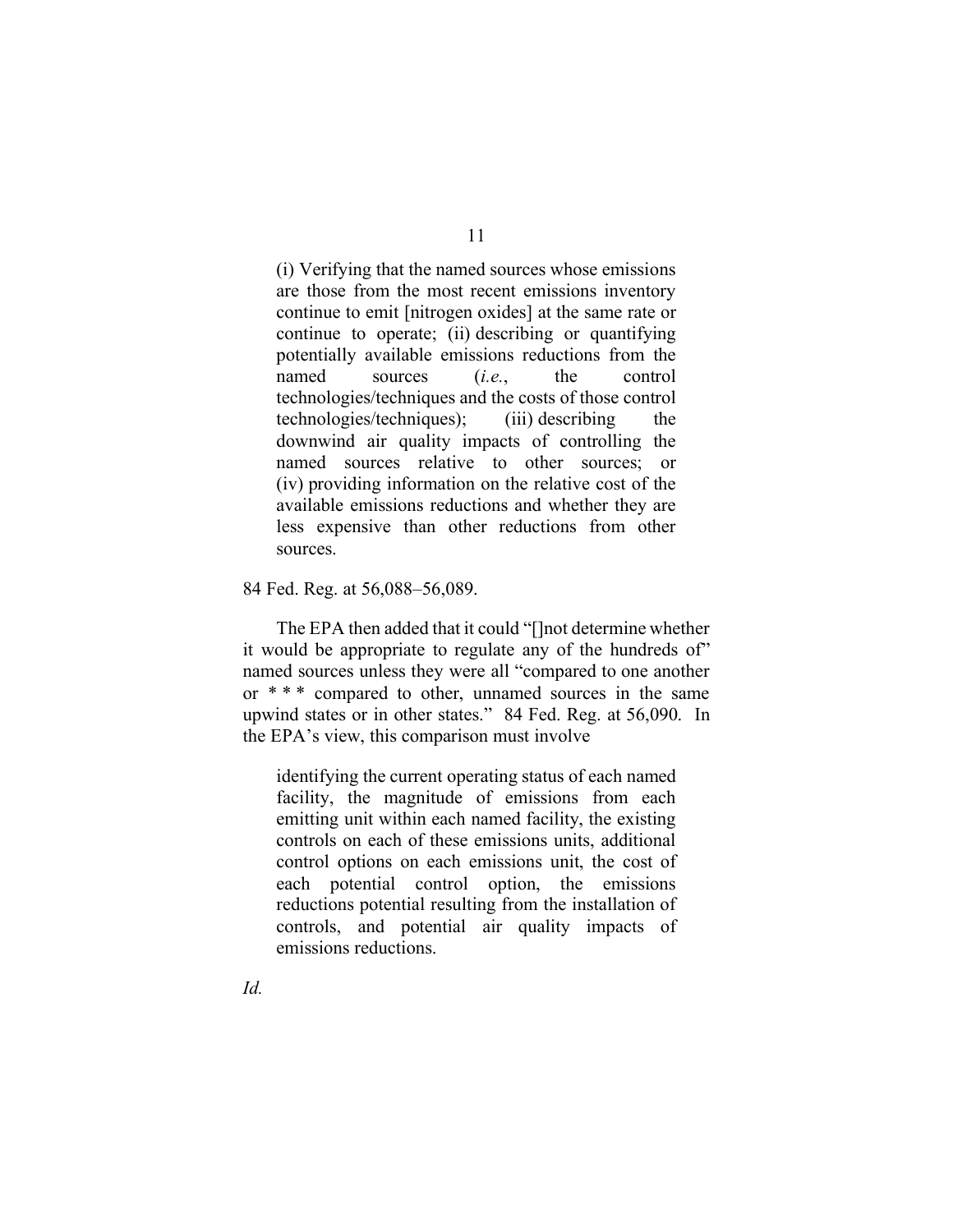> (i) Verifying that the named sources whose emissions are those from the most recent emissions inventory continue to emit [nitrogen oxides] at the same rate or continue to operate; (ii) describing or quantifying potentially available emissions reductions from the named sources (*i.e.*, the control technologies/techniques and the costs of those control technologies/techniques); (iii) describing the downwind air quality impacts of controlling the named sources relative to other sources; or (iv) providing information on the relative cost of the available emissions reductions and whether they are less expensive than other reductions from other sources.

84 Fed. Reg. at 56,088–56,089.

The EPA then added that it could "[]not determine whether it would be appropriate to regulate any of the hundreds of" named sources unless they were all "compared to one another or * * * compared to other, unnamed sources in the same upwind states or in other states." 84 Fed. Reg. at 56,090. In the EPA's view, this comparison must involve

> identifying the current operating status of each named facility, the magnitude of emissions from each emitting unit within each named facility, the existing controls on each of these emissions units, additional control options on each emissions unit, the cost of each potential control option, the emissions reductions potential resulting from the installation of controls, and potential air quality impacts of emissions reductions.

*Id.*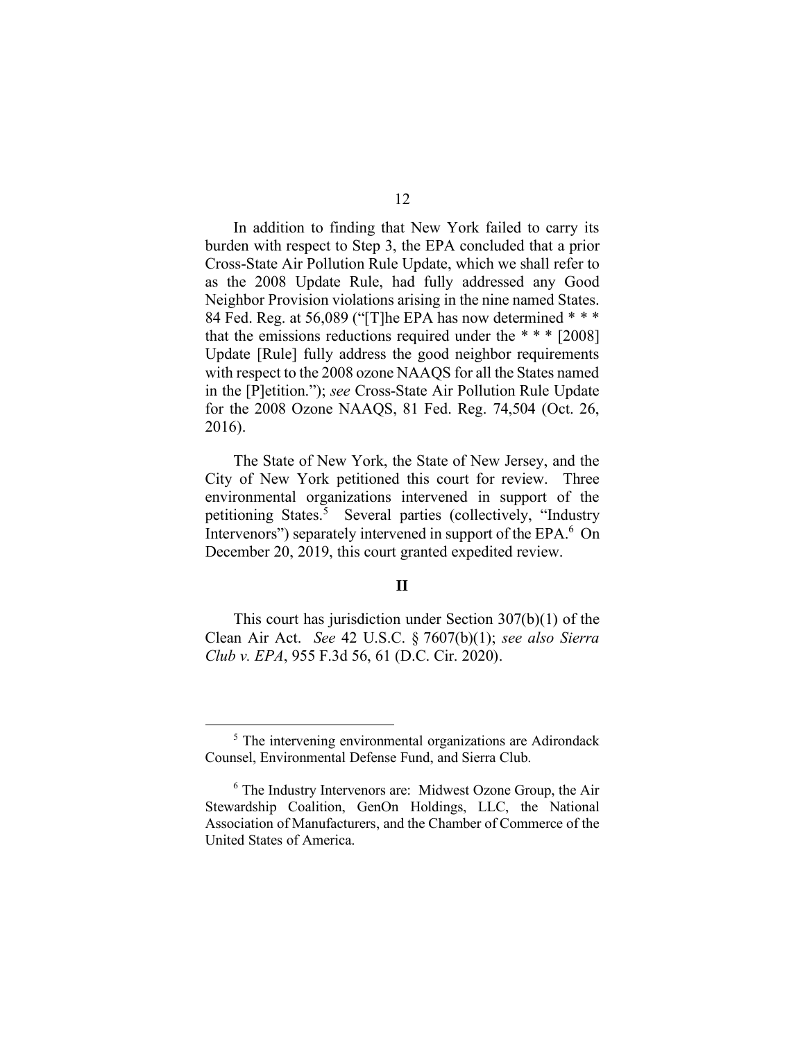In addition to finding that New York failed to carry its burden with respect to Step 3, the EPA concluded that a prior Cross-State Air Pollution Rule Update, which we shall refer to as the 2008 Update Rule, had fully addressed any Good Neighbor Provision violations arising in the nine named States. 84 Fed. Reg. at 56,089 ("[T]he EPA has now determined * * * that the emissions reductions required under the * * * [2008] Update [Rule] fully address the good neighbor requirements with respect to the 2008 ozone NAAQS for all the States named in the [P]etition."); *see* Cross-State Air Pollution Rule Update for the 2008 Ozone NAAQS, 81 Fed. Reg. 74,504 (Oct. 26, 2016).

The State of New York, the State of New Jersey, and the City of New York petitioned this court for review. Three environmental organizations intervened in support of the petitioning States.[5] Several parties (collectively, "Industry Intervenors") separately intervened in support of the EPA.[6] On December 20, 2019, this court granted expedited review.

## II

This court has jurisdiction under Section 307(b)(1) of the Clean Air Act. *See* 42 U.S.C. § 7607(b)(1); *see also Sierra Club v. EPA*, 955 F.3d 56, 61 (D.C. Cir. 2020).

---

[5] The intervening environmental organizations are Adirondack Counsel, Environmental Defense Fund, and Sierra Club.

[6] The Industry Intervenors are: Midwest Ozone Group, the Air Stewardship Coalition, GenOn Holdings, LLC, the National Association of Manufacturers, and the Chamber of Commerce of the United States of America.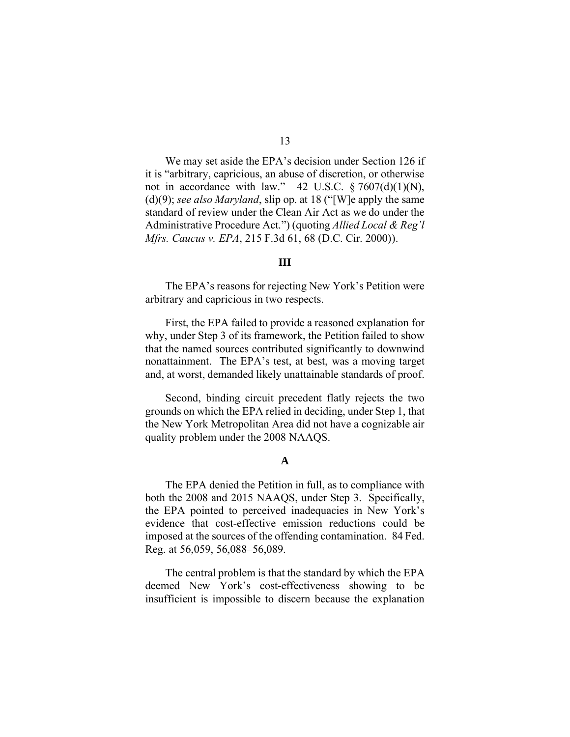We may set aside the EPA's decision under Section 126 if it is "arbitrary, capricious, an abuse of discretion, or otherwise not in accordance with law." 42 U.S.C. § 7607(d)(1)(N), (d)(9); *see also Maryland*, slip op. at 18 ("[W]e apply the same standard of review under the Clean Air Act as we do under the Administrative Procedure Act.") (quoting *Allied Local & Reg'l Mfrs. Caucus v. EPA*, 215 F.3d 61, 68 (D.C. Cir. 2000)).

## III

The EPA's reasons for rejecting New York's Petition were arbitrary and capricious in two respects.

First, the EPA failed to provide a reasoned explanation for why, under Step 3 of its framework, the Petition failed to show that the named sources contributed significantly to downwind nonattainment. The EPA's test, at best, was a moving target and, at worst, demanded likely unattainable standards of proof.

Second, binding circuit precedent flatly rejects the two grounds on which the EPA relied in deciding, under Step 1, that the New York Metropolitan Area did not have a cognizable air quality problem under the 2008 NAAQS.

### A

The EPA denied the Petition in full, as to compliance with both the 2008 and 2015 NAAQS, under Step 3. Specifically, the EPA pointed to perceived inadequacies in New York's evidence that cost-effective emission reductions could be imposed at the sources of the offending contamination. 84 Fed. Reg. at 56,059, 56,088–56,089.

The central problem is that the standard by which the EPA deemed New York's cost-effectiveness showing to be insufficient is impossible to discern because the explanation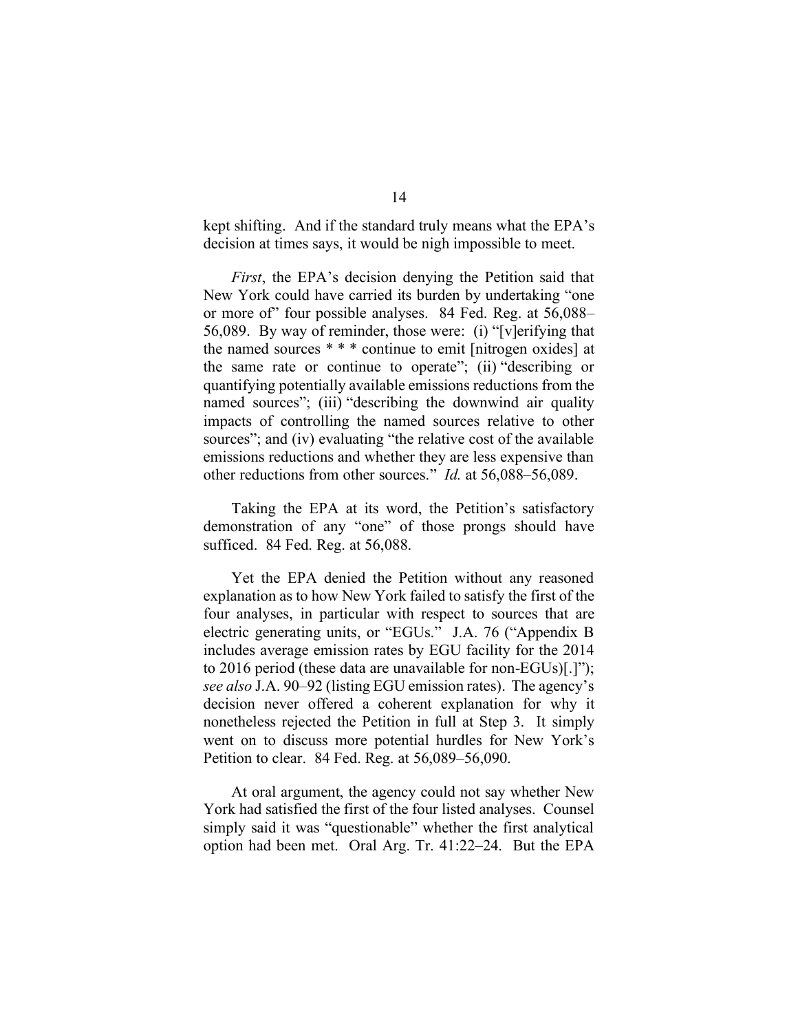kept shifting. And if the standard truly means what the EPA's decision at times says, it would be nigh impossible to meet.

*First*, the EPA's decision denying the Petition said that New York could have carried its burden by undertaking "one or more of" four possible analyses. 84 Fed. Reg. at 56,088–56,089. By way of reminder, those were: (i) "[v]erifying that the named sources * * * continue to emit [nitrogen oxides] at the same rate or continue to operate"; (ii) "describing or quantifying potentially available emissions reductions from the named sources"; (iii) "describing the downwind air quality impacts of controlling the named sources relative to other sources"; and (iv) evaluating "the relative cost of the available emissions reductions and whether they are less expensive than other reductions from other sources." *Id.* at 56,088–56,089.

Taking the EPA at its word, the Petition's satisfactory demonstration of any "one" of those prongs should have sufficed. 84 Fed. Reg. at 56,088.

Yet the EPA denied the Petition without any reasoned explanation as to how New York failed to satisfy the first of the four analyses, in particular with respect to sources that are electric generating units, or "EGUs." J.A. 76 ("Appendix B includes average emission rates by EGU facility for the 2014 to 2016 period (these data are unavailable for non-EGUs)[.]"); *see also* J.A. 90–92 (listing EGU emission rates). The agency's decision never offered a coherent explanation for why it nonetheless rejected the Petition in full at Step 3. It simply went on to discuss more potential hurdles for New York's Petition to clear. 84 Fed. Reg. at 56,089–56,090.

At oral argument, the agency could not say whether New York had satisfied the first of the four listed analyses. Counsel simply said it was "questionable" whether the first analytical option had been met. Oral Arg. Tr. 41:22–24. But the EPA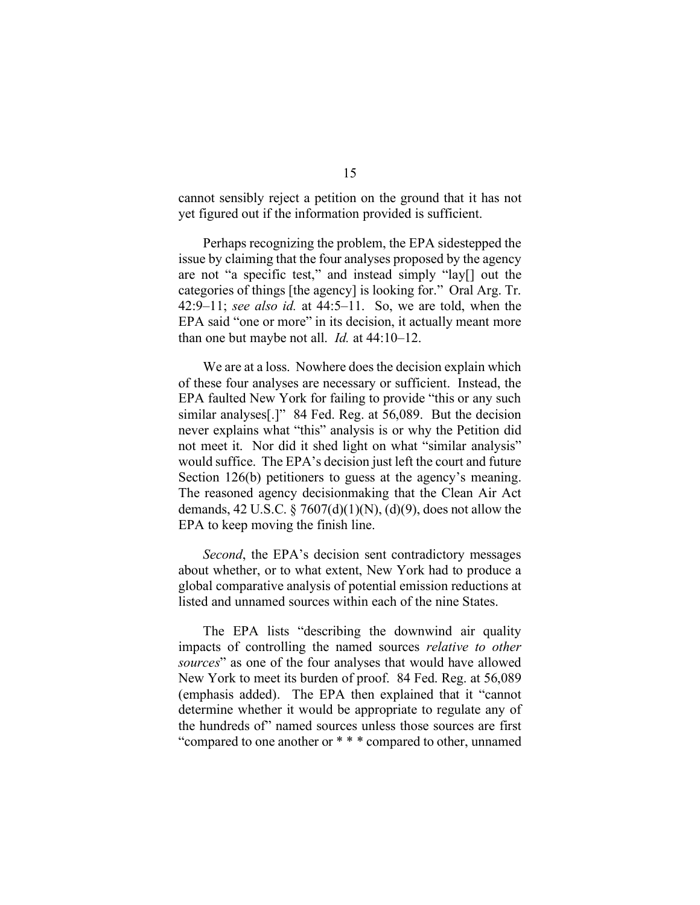cannot sensibly reject a petition on the ground that it has not yet figured out if the information provided is sufficient.

Perhaps recognizing the problem, the EPA sidestepped the issue by claiming that the four analyses proposed by the agency are not "a specific test," and instead simply "lay[] out the categories of things [the agency] is looking for." Oral Arg. Tr. 42:9–11; *see also id.* at 44:5–11. So, we are told, when the EPA said "one or more" in its decision, it actually meant more than one but maybe not all. *Id.* at 44:10–12.

We are at a loss. Nowhere does the decision explain which of these four analyses are necessary or sufficient. Instead, the EPA faulted New York for failing to provide "this or any such similar analyses[.]" 84 Fed. Reg. at 56,089. But the decision never explains what "this" analysis is or why the Petition did not meet it. Nor did it shed light on what "similar analysis" would suffice. The EPA's decision just left the court and future Section 126(b) petitioners to guess at the agency's meaning. The reasoned agency decisionmaking that the Clean Air Act demands, 42 U.S.C. § 7607(d)(1)(N), (d)(9), does not allow the EPA to keep moving the finish line.

*Second*, the EPA's decision sent contradictory messages about whether, or to what extent, New York had to produce a global comparative analysis of potential emission reductions at listed and unnamed sources within each of the nine States.

The EPA lists "describing the downwind air quality impacts of controlling the named sources *relative to other sources*" as one of the four analyses that would have allowed New York to meet its burden of proof. 84 Fed. Reg. at 56,089 (emphasis added). The EPA then explained that it "cannot determine whether it would be appropriate to regulate any of the hundreds of" named sources unless those sources are first "compared to one another or * * * compared to other, unnamed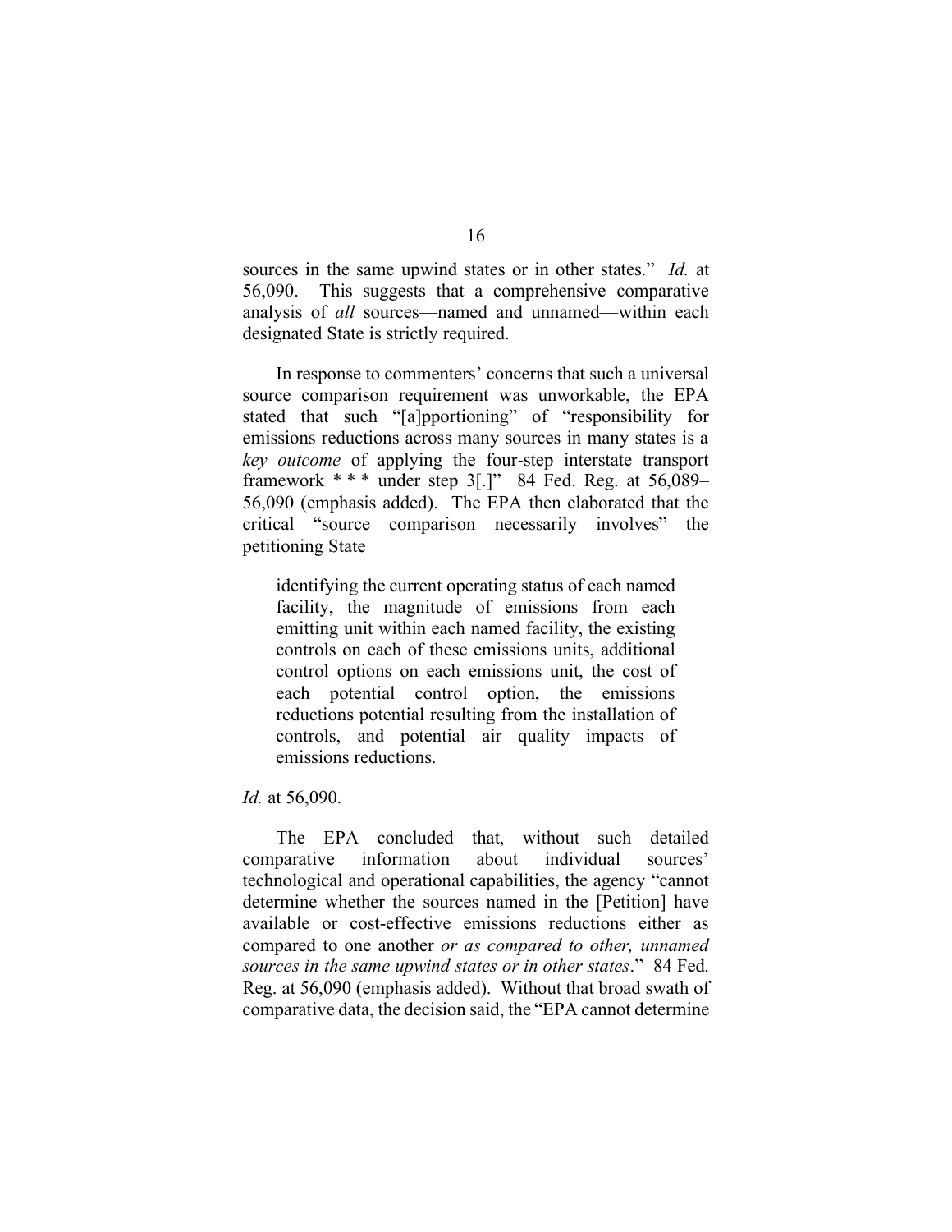sources in the same upwind states or in other states." *Id.* at 56,090. This suggests that a comprehensive comparative analysis of *all* sources—named and unnamed—within each designated State is strictly required.

In response to commenters' concerns that such a universal source comparison requirement was unworkable, the EPA stated that such "[a]pportioning" of "responsibility for emissions reductions across many sources in many states is a *key outcome* of applying the four-step interstate transport framework * * * under step 3[.]" 84 Fed. Reg. at 56,089–56,090 (emphasis added). The EPA then elaborated that the critical "source comparison necessarily involves" the petitioning State

> identifying the current operating status of each named facility, the magnitude of emissions from each emitting unit within each named facility, the existing controls on each of these emissions units, additional control options on each emissions unit, the cost of each potential control option, the emissions reductions potential resulting from the installation of controls, and potential air quality impacts of emissions reductions.

*Id.* at 56,090.

The EPA concluded that, without such detailed comparative information about individual sources' technological and operational capabilities, the agency "cannot determine whether the sources named in the [Petition] have available or cost-effective emissions reductions either as compared to one another *or as compared to other, unnamed sources in the same upwind states or in other states*." 84 Fed. Reg. at 56,090 (emphasis added). Without that broad swath of comparative data, the decision said, the "EPA cannot determine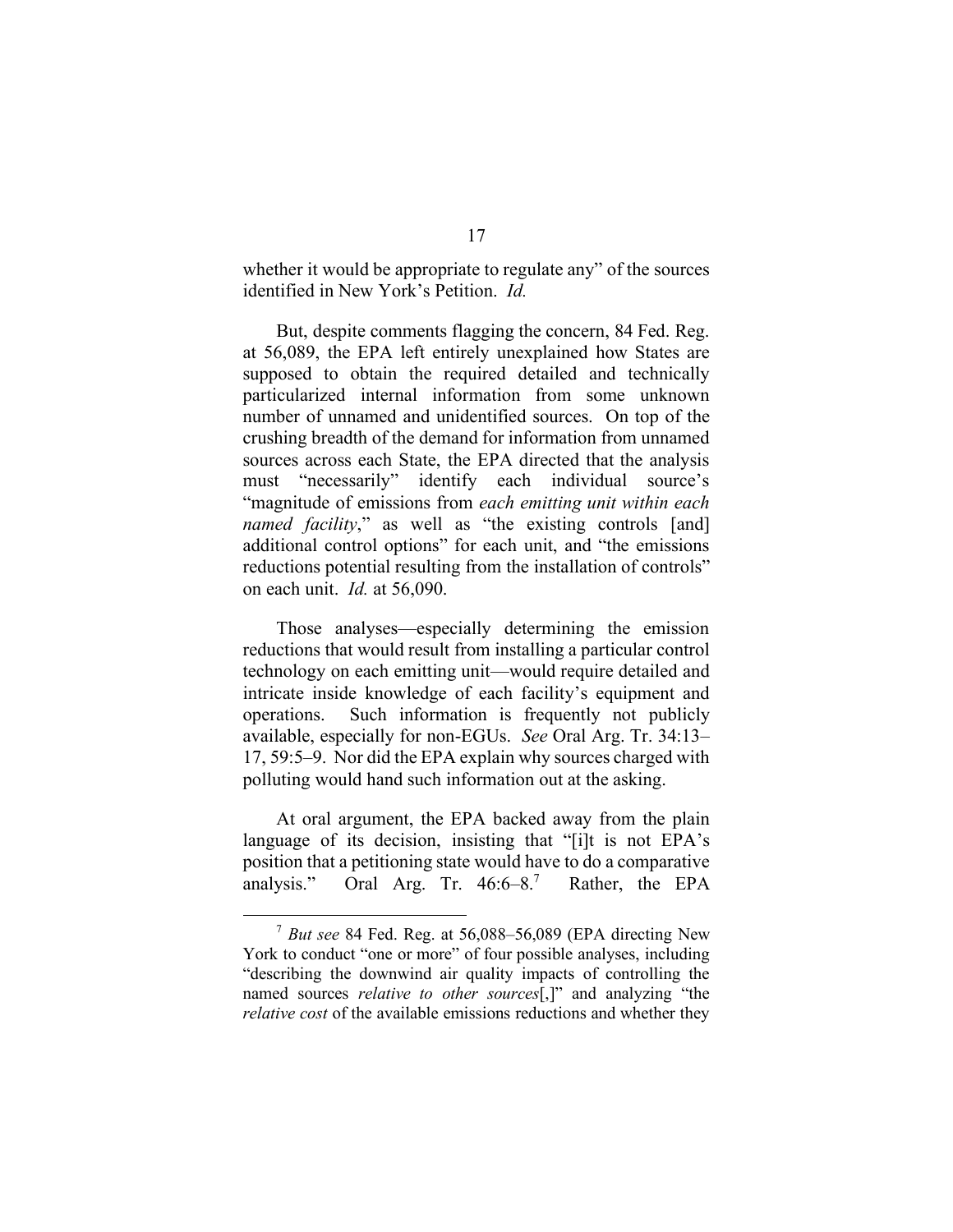whether it would be appropriate to regulate any" of the sources identified in New York's Petition. *Id.*

But, despite comments flagging the concern, 84 Fed. Reg. at 56,089, the EPA left entirely unexplained how States are supposed to obtain the required detailed and technically particularized internal information from some unknown number of unnamed and unidentified sources. On top of the crushing breadth of the demand for information from unnamed sources across each State, the EPA directed that the analysis must "necessarily" identify each individual source's "magnitude of emissions from *each emitting unit within each named facility*," as well as "the existing controls [and] additional control options" for each unit, and "the emissions reductions potential resulting from the installation of controls" on each unit. *Id.* at 56,090.

Those analyses—especially determining the emission reductions that would result from installing a particular control technology on each emitting unit—would require detailed and intricate inside knowledge of each facility's equipment and operations. Such information is frequently not publicly available, especially for non-EGUs. *See* Oral Arg. Tr. 34:13–17, 59:5–9. Nor did the EPA explain why sources charged with polluting would hand such information out at the asking.

At oral argument, the EPA backed away from the plain language of its decision, insisting that "[i]t is not EPA's position that a petitioning state would have to do a comparative analysis." Oral Arg. Tr. 46:6–8.[7] Rather, the EPA

---

[7] *But see* 84 Fed. Reg. at 56,088–56,089 (EPA directing New York to conduct "one or more" of four possible analyses, including "describing the downwind air quality impacts of controlling the named sources *relative to other sources*[,]" and analyzing "the *relative cost* of the available emissions reductions and whether they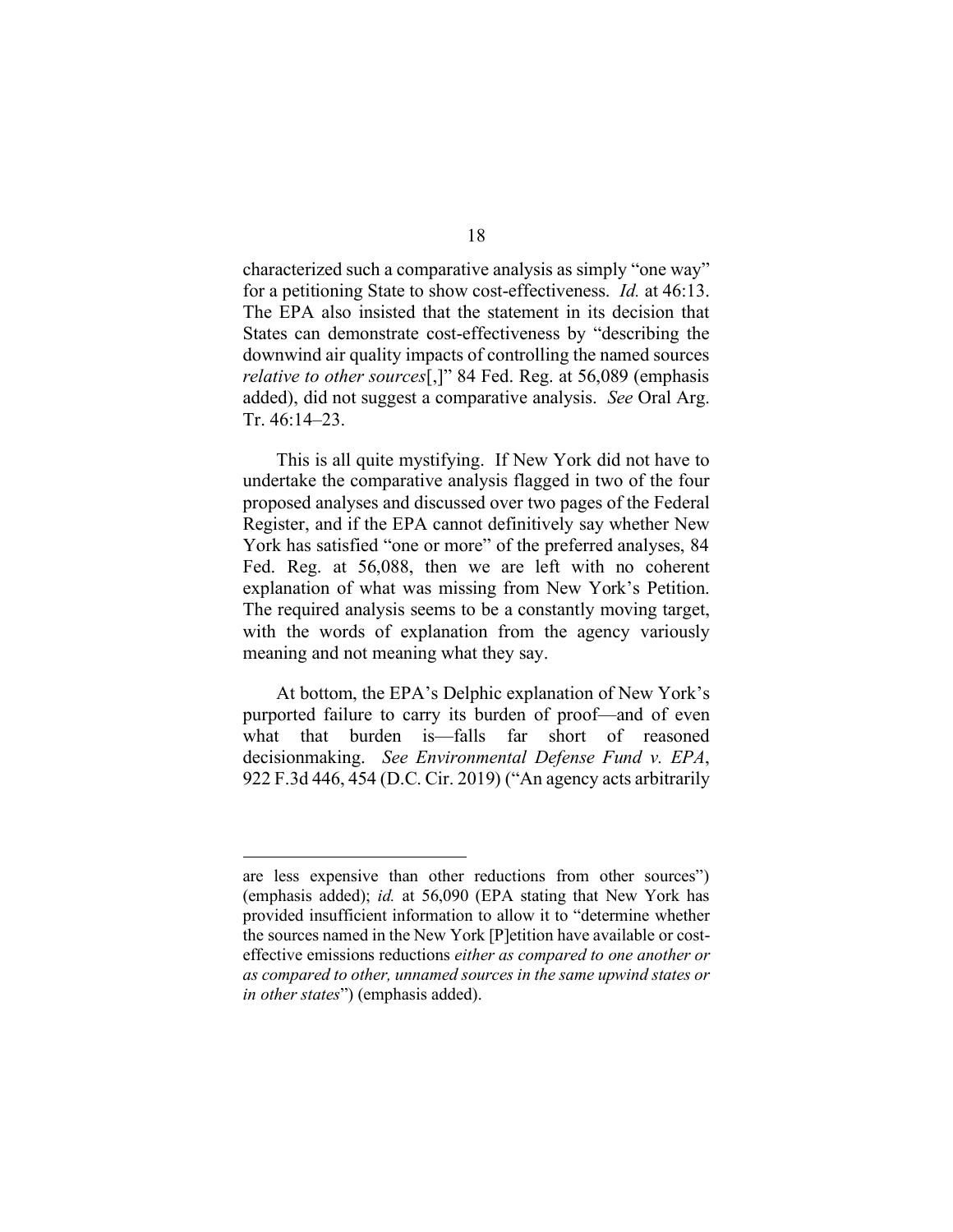characterized such a comparative analysis as simply "one way" for a petitioning State to show cost-effectiveness. *Id.* at 46:13. The EPA also insisted that the statement in its decision that States can demonstrate cost-effectiveness by "describing the downwind air quality impacts of controlling the named sources *relative to other sources*[,]" 84 Fed. Reg. at 56,089 (emphasis added), did not suggest a comparative analysis. *See* Oral Arg. Tr. 46:14–23.

This is all quite mystifying. If New York did not have to undertake the comparative analysis flagged in two of the four proposed analyses and discussed over two pages of the Federal Register, and if the EPA cannot definitively say whether New York has satisfied "one or more" of the preferred analyses, 84 Fed. Reg. at 56,088, then we are left with no coherent explanation of what was missing from New York's Petition. The required analysis seems to be a constantly moving target, with the words of explanation from the agency variously meaning and not meaning what they say.

At bottom, the EPA's Delphic explanation of New York's purported failure to carry its burden of proof—and of even what that burden is—falls far short of reasoned decisionmaking. *See Environmental Defense Fund v. EPA*, 922 F.3d 446, 454 (D.C. Cir. 2019) ("An agency acts arbitrarily

---

are less expensive than other reductions from other sources") (emphasis added); *id.* at 56,090 (EPA stating that New York has provided insufficient information to allow it to "determine whether the sources named in the New York [P]etition have available or cost-effective emissions reductions *either as compared to one another or as compared to other, unnamed sources in the same upwind states or in other states*") (emphasis added).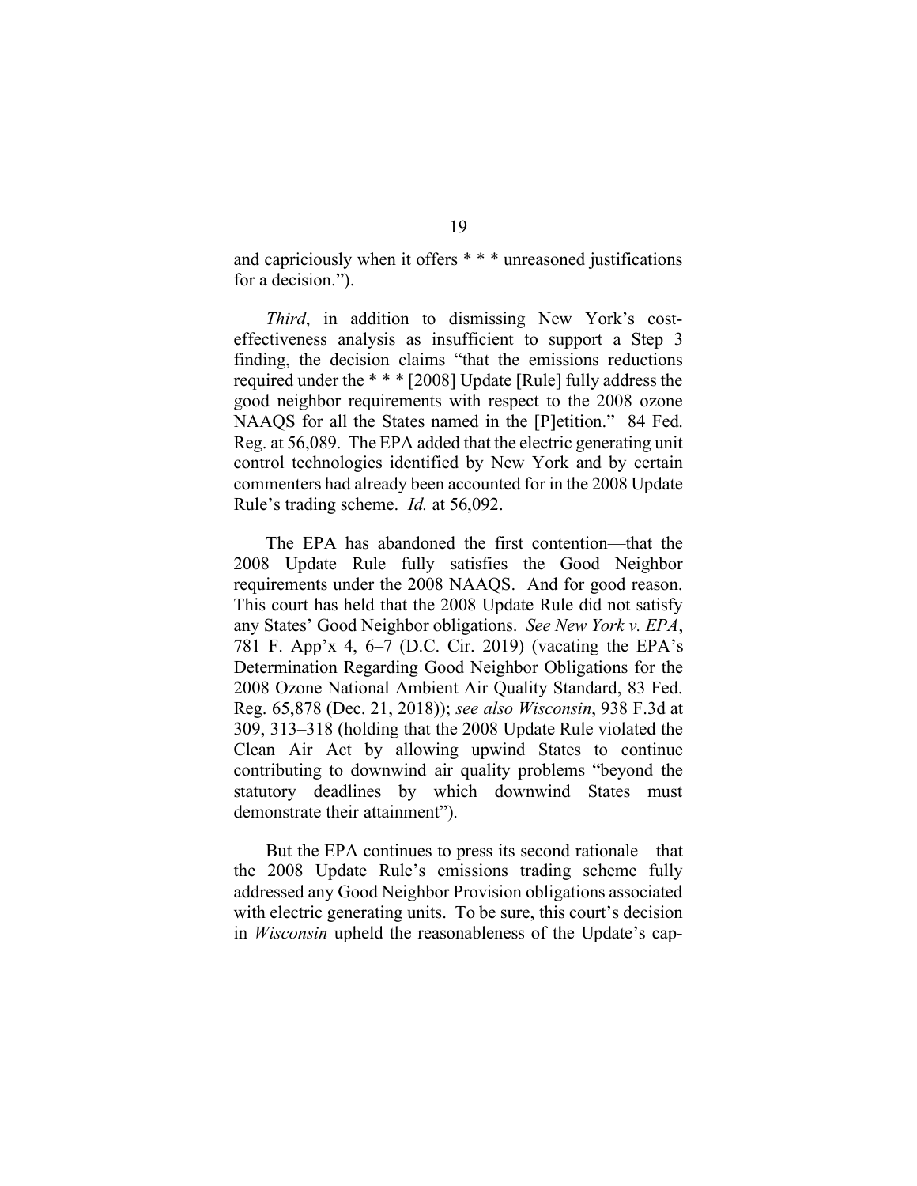and capriciously when it offers * * * unreasoned justifications for a decision.").

*Third*, in addition to dismissing New York's cost-effectiveness analysis as insufficient to support a Step 3 finding, the decision claims "that the emissions reductions required under the * * * [2008] Update [Rule] fully address the good neighbor requirements with respect to the 2008 ozone NAAQS for all the States named in the [P]etition." 84 Fed. Reg. at 56,089. The EPA added that the electric generating unit control technologies identified by New York and by certain commenters had already been accounted for in the 2008 Update Rule's trading scheme. *Id.* at 56,092.

The EPA has abandoned the first contention—that the 2008 Update Rule fully satisfies the Good Neighbor requirements under the 2008 NAAQS. And for good reason. This court has held that the 2008 Update Rule did not satisfy any States' Good Neighbor obligations. *See New York v. EPA*, 781 F. App'x 4, 6–7 (D.C. Cir. 2019) (vacating the EPA's Determination Regarding Good Neighbor Obligations for the 2008 Ozone National Ambient Air Quality Standard, 83 Fed. Reg. 65,878 (Dec. 21, 2018)); *see also Wisconsin*, 938 F.3d at 309, 313–318 (holding that the 2008 Update Rule violated the Clean Air Act by allowing upwind States to continue contributing to downwind air quality problems "beyond the statutory deadlines by which downwind States must demonstrate their attainment").

But the EPA continues to press its second rationale—that the 2008 Update Rule's emissions trading scheme fully addressed any Good Neighbor Provision obligations associated with electric generating units. To be sure, this court's decision in *Wisconsin* upheld the reasonableness of the Update's cap-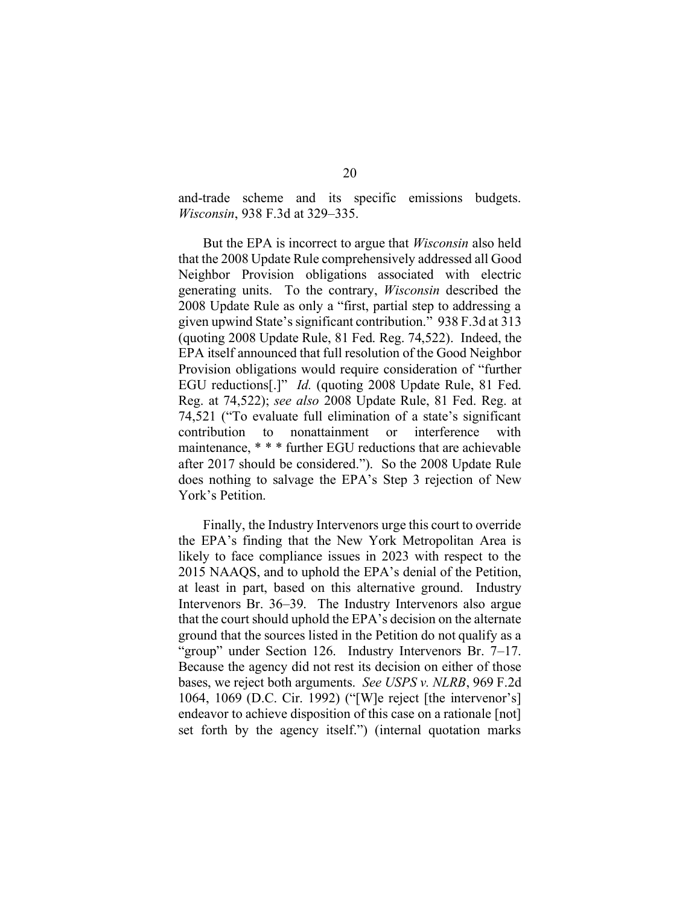and-trade scheme and its specific emissions budgets. *Wisconsin*, 938 F.3d at 329–335.

But the EPA is incorrect to argue that *Wisconsin* also held that the 2008 Update Rule comprehensively addressed all Good Neighbor Provision obligations associated with electric generating units. To the contrary, *Wisconsin* described the 2008 Update Rule as only a "first, partial step to addressing a given upwind State's significant contribution." 938 F.3d at 313 (quoting 2008 Update Rule, 81 Fed. Reg. 74,522). Indeed, the EPA itself announced that full resolution of the Good Neighbor Provision obligations would require consideration of "further EGU reductions[.]" *Id.* (quoting 2008 Update Rule, 81 Fed. Reg. at 74,522); *see also* 2008 Update Rule, 81 Fed. Reg. at 74,521 ("To evaluate full elimination of a state's significant contribution to nonattainment or interference with maintenance, * * * further EGU reductions that are achievable after 2017 should be considered."). So the 2008 Update Rule does nothing to salvage the EPA's Step 3 rejection of New York's Petition.

Finally, the Industry Intervenors urge this court to override the EPA's finding that the New York Metropolitan Area is likely to face compliance issues in 2023 with respect to the 2015 NAAQS, and to uphold the EPA's denial of the Petition, at least in part, based on this alternative ground. Industry Intervenors Br. 36–39. The Industry Intervenors also argue that the court should uphold the EPA's decision on the alternate ground that the sources listed in the Petition do not qualify as a "group" under Section 126. Industry Intervenors Br. 7–17. Because the agency did not rest its decision on either of those bases, we reject both arguments. *See USPS v. NLRB*, 969 F.2d 1064, 1069 (D.C. Cir. 1992) ("[W]e reject [the intervenor's] endeavor to achieve disposition of this case on a rationale [not] set forth by the agency itself.") (internal quotation marks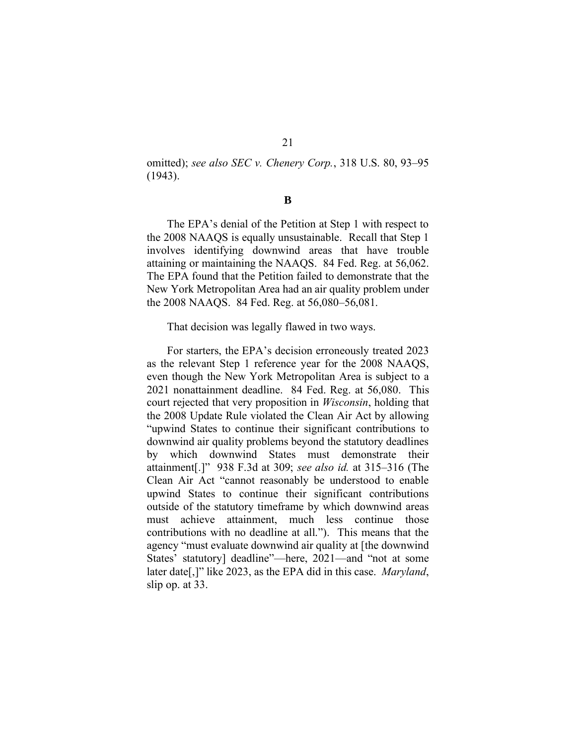omitted); *see also SEC v. Chenery Corp.*, 318 U.S. 80, 93–95 (1943).

**B**

The EPA's denial of the Petition at Step 1 with respect to the 2008 NAAQS is equally unsustainable. Recall that Step 1 involves identifying downwind areas that have trouble attaining or maintaining the NAAQS. 84 Fed. Reg. at 56,062. The EPA found that the Petition failed to demonstrate that the New York Metropolitan Area had an air quality problem under the 2008 NAAQS. 84 Fed. Reg. at 56,080–56,081.

That decision was legally flawed in two ways.

For starters, the EPA's decision erroneously treated 2023 as the relevant Step 1 reference year for the 2008 NAAQS, even though the New York Metropolitan Area is subject to a 2021 nonattainment deadline. 84 Fed. Reg. at 56,080. This court rejected that very proposition in *Wisconsin*, holding that the 2008 Update Rule violated the Clean Air Act by allowing "upwind States to continue their significant contributions to downwind air quality problems beyond the statutory deadlines by which downwind States must demonstrate their attainment[.]" 938 F.3d at 309; *see also id.* at 315–316 (The Clean Air Act "cannot reasonably be understood to enable upwind States to continue their significant contributions outside of the statutory timeframe by which downwind areas must achieve attainment, much less continue those contributions with no deadline at all."). This means that the agency "must evaluate downwind air quality at [the downwind States' statutory] deadline"—here, 2021—and "not at some later date[,]" like 2023, as the EPA did in this case. *Maryland*, slip op. at 33.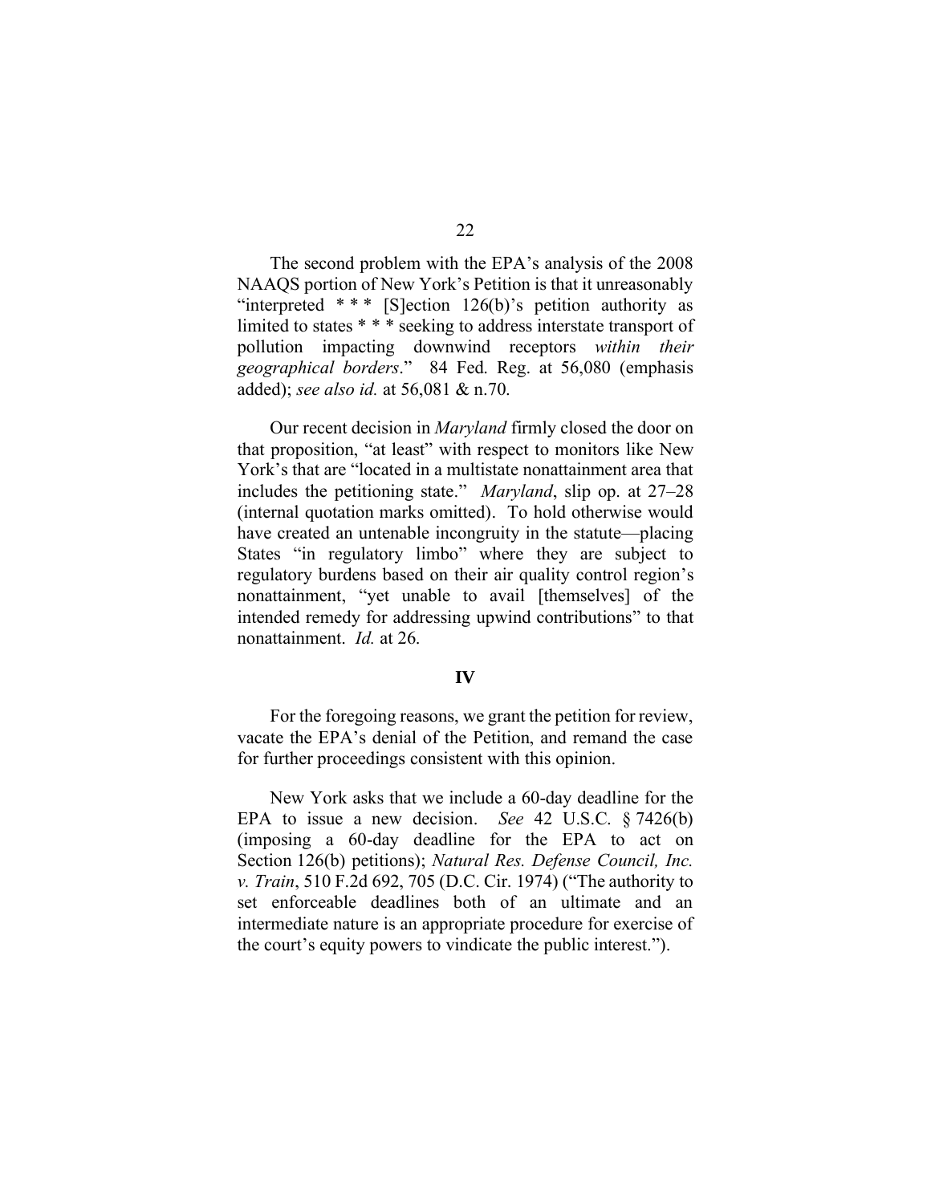The second problem with the EPA's analysis of the 2008 NAAQS portion of New York's Petition is that it unreasonably "interpreted * * * [S]ection 126(b)'s petition authority as limited to states * * * seeking to address interstate transport of pollution impacting downwind receptors *within their geographical borders*." 84 Fed. Reg. at 56,080 (emphasis added); *see also id.* at 56,081 & n.70.

Our recent decision in *Maryland* firmly closed the door on that proposition, "at least" with respect to monitors like New York's that are "located in a multistate nonattainment area that includes the petitioning state." *Maryland*, slip op. at 27–28 (internal quotation marks omitted). To hold otherwise would have created an untenable incongruity in the statute—placing States "in regulatory limbo" where they are subject to regulatory burdens based on their air quality control region's nonattainment, "yet unable to avail [themselves] of the intended remedy for addressing upwind contributions" to that nonattainment. *Id.* at 26.

## IV

For the foregoing reasons, we grant the petition for review, vacate the EPA's denial of the Petition, and remand the case for further proceedings consistent with this opinion.

New York asks that we include a 60-day deadline for the EPA to issue a new decision. *See* 42 U.S.C. § 7426(b) (imposing a 60-day deadline for the EPA to act on Section 126(b) petitions); *Natural Res. Defense Council, Inc. v. Train*, 510 F.2d 692, 705 (D.C. Cir. 1974) ("The authority to set enforceable deadlines both of an ultimate and an intermediate nature is an appropriate procedure for exercise of the court's equity powers to vindicate the public interest.").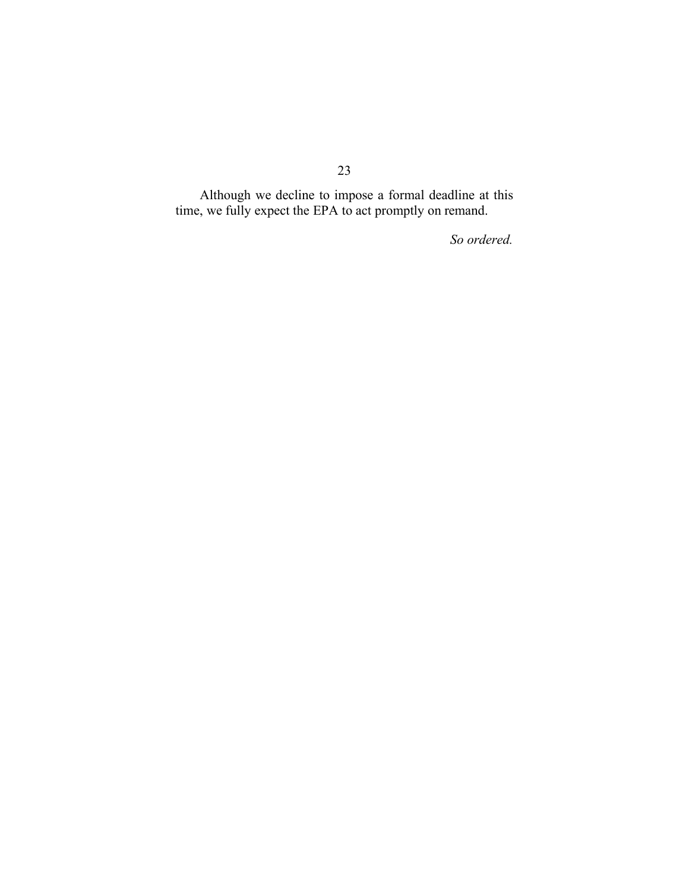Although we decline to impose a formal deadline at this time, we fully expect the EPA to act promptly on remand.

*So ordered.*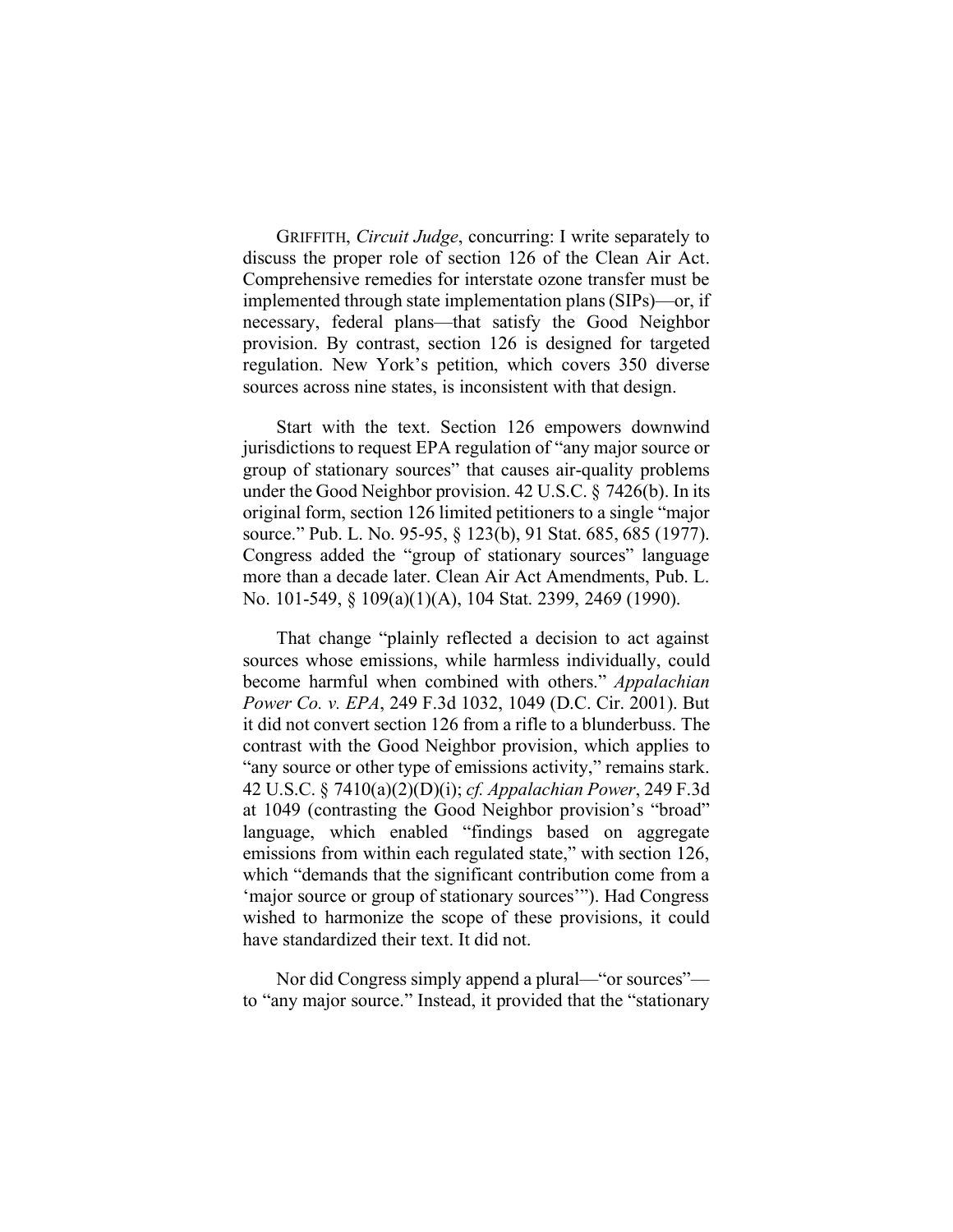GRIFFITH, *Circuit Judge*, concurring: I write separately to discuss the proper role of section 126 of the Clean Air Act. Comprehensive remedies for interstate ozone transfer must be implemented through state implementation plans (SIPs)—or, if necessary, federal plans—that satisfy the Good Neighbor provision. By contrast, section 126 is designed for targeted regulation. New York's petition, which covers 350 diverse sources across nine states, is inconsistent with that design.

Start with the text. Section 126 empowers downwind jurisdictions to request EPA regulation of "any major source or group of stationary sources" that causes air-quality problems under the Good Neighbor provision. 42 U.S.C. § 7426(b). In its original form, section 126 limited petitioners to a single "major source." Pub. L. No. 95-95, § 123(b), 91 Stat. 685, 685 (1977). Congress added the "group of stationary sources" language more than a decade later. Clean Air Act Amendments, Pub. L. No. 101-549, § 109(a)(1)(A), 104 Stat. 2399, 2469 (1990).

That change "plainly reflected a decision to act against sources whose emissions, while harmless individually, could become harmful when combined with others." *Appalachian Power Co. v. EPA*, 249 F.3d 1032, 1049 (D.C. Cir. 2001). But it did not convert section 126 from a rifle to a blunderbuss. The contrast with the Good Neighbor provision, which applies to "any source or other type of emissions activity," remains stark. 42 U.S.C. § 7410(a)(2)(D)(i); *cf. Appalachian Power*, 249 F.3d at 1049 (contrasting the Good Neighbor provision's "broad" language, which enabled "findings based on aggregate emissions from within each regulated state," with section 126, which "demands that the significant contribution come from a 'major source or group of stationary sources'"). Had Congress wished to harmonize the scope of these provisions, it could have standardized their text. It did not.

Nor did Congress simply append a plural—"or sources"—to "any major source." Instead, it provided that the "stationary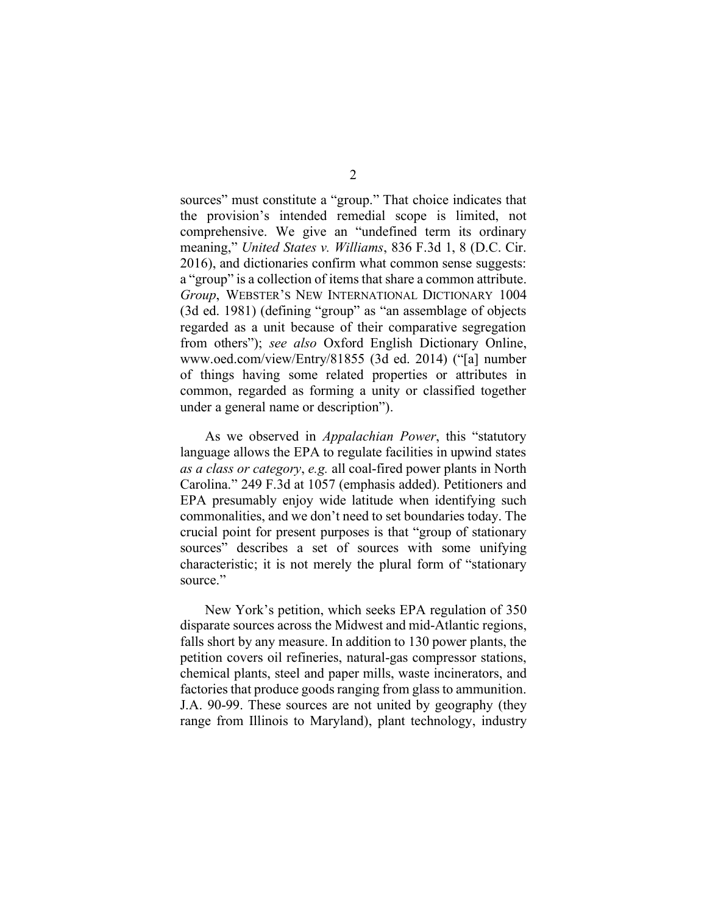sources" must constitute a "group." That choice indicates that the provision's intended remedial scope is limited, not comprehensive. We give an "undefined term its ordinary meaning," *United States v. Williams*, 836 F.3d 1, 8 (D.C. Cir. 2016), and dictionaries confirm what common sense suggests: a "group" is a collection of items that share a common attribute. *Group*, WEBSTER'S NEW INTERNATIONAL DICTIONARY 1004 (3d ed. 1981) (defining "group" as "an assemblage of objects regarded as a unit because of their comparative segregation from others"); *see also* Oxford English Dictionary Online, www.oed.com/view/Entry/81855 (3d ed. 2014) ("[a] number of things having some related properties or attributes in common, regarded as forming a unity or classified together under a general name or description").

As we observed in *Appalachian Power*, this "statutory language allows the EPA to regulate facilities in upwind states *as a class or category*, *e.g.* all coal-fired power plants in North Carolina." 249 F.3d at 1057 (emphasis added). Petitioners and EPA presumably enjoy wide latitude when identifying such commonalities, and we don't need to set boundaries today. The crucial point for present purposes is that "group of stationary sources" describes a set of sources with some unifying characteristic; it is not merely the plural form of "stationary source."

New York's petition, which seeks EPA regulation of 350 disparate sources across the Midwest and mid-Atlantic regions, falls short by any measure. In addition to 130 power plants, the petition covers oil refineries, natural-gas compressor stations, chemical plants, steel and paper mills, waste incinerators, and factories that produce goods ranging from glass to ammunition. J.A. 90-99. These sources are not united by geography (they range from Illinois to Maryland), plant technology, industry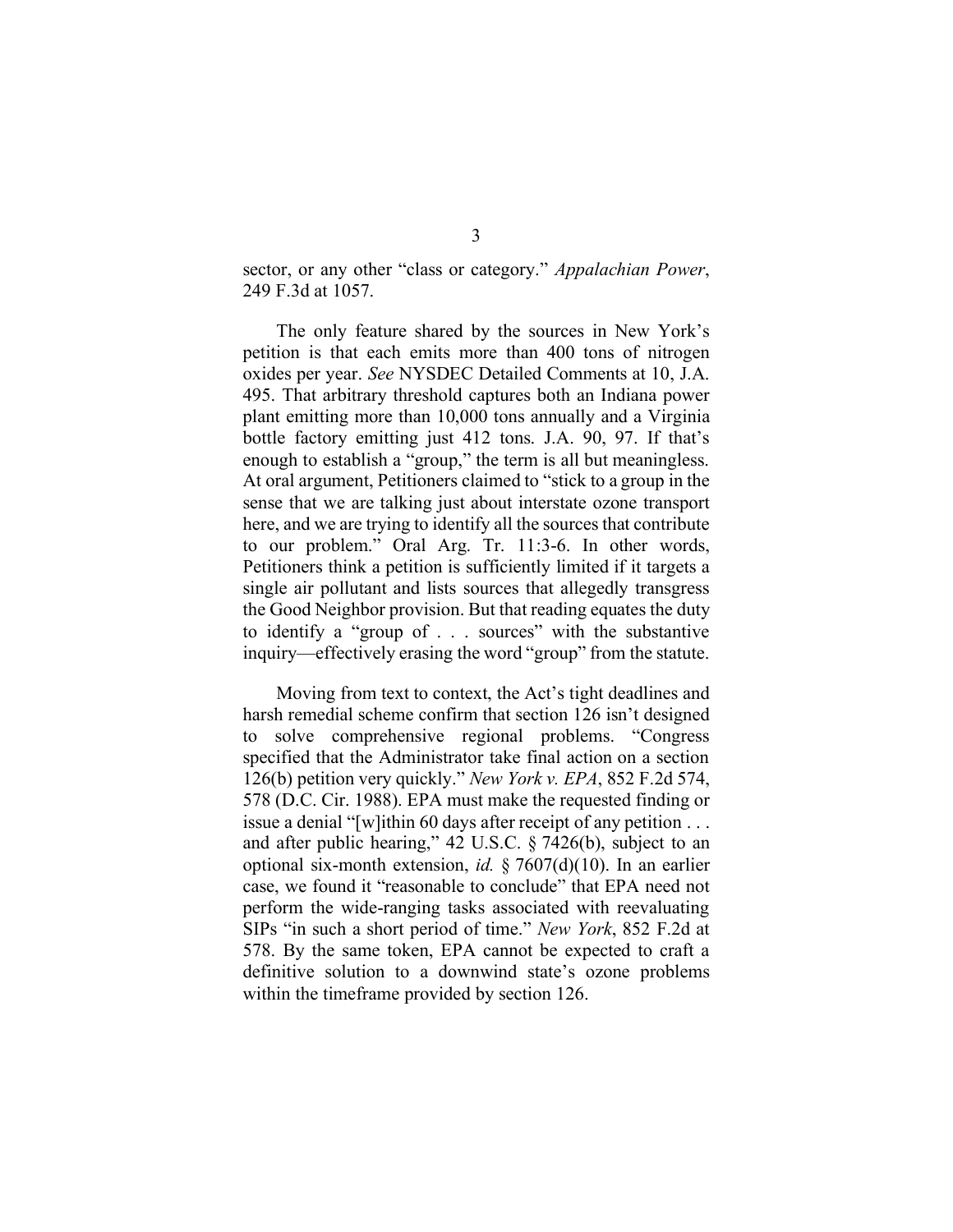sector, or any other "class or category." *Appalachian Power*, 249 F.3d at 1057.

The only feature shared by the sources in New York's petition is that each emits more than 400 tons of nitrogen oxides per year. *See* NYSDEC Detailed Comments at 10, J.A. 495. That arbitrary threshold captures both an Indiana power plant emitting more than 10,000 tons annually and a Virginia bottle factory emitting just 412 tons. J.A. 90, 97. If that's enough to establish a "group," the term is all but meaningless. At oral argument, Petitioners claimed to "stick to a group in the sense that we are talking just about interstate ozone transport here, and we are trying to identify all the sources that contribute to our problem." Oral Arg. Tr. 11:3-6. In other words, Petitioners think a petition is sufficiently limited if it targets a single air pollutant and lists sources that allegedly transgress the Good Neighbor provision. But that reading equates the duty to identify a "group of . . . sources" with the substantive inquiry—effectively erasing the word "group" from the statute.

Moving from text to context, the Act's tight deadlines and harsh remedial scheme confirm that section 126 isn't designed to solve comprehensive regional problems. "Congress specified that the Administrator take final action on a section 126(b) petition very quickly." *New York v. EPA*, 852 F.2d 574, 578 (D.C. Cir. 1988). EPA must make the requested finding or issue a denial "[w]ithin 60 days after receipt of any petition . . . and after public hearing," 42 U.S.C. § 7426(b), subject to an optional six-month extension, *id.* § 7607(d)(10). In an earlier case, we found it "reasonable to conclude" that EPA need not perform the wide-ranging tasks associated with reevaluating SIPs "in such a short period of time." *New York*, 852 F.2d at 578. By the same token, EPA cannot be expected to craft a definitive solution to a downwind state's ozone problems within the timeframe provided by section 126.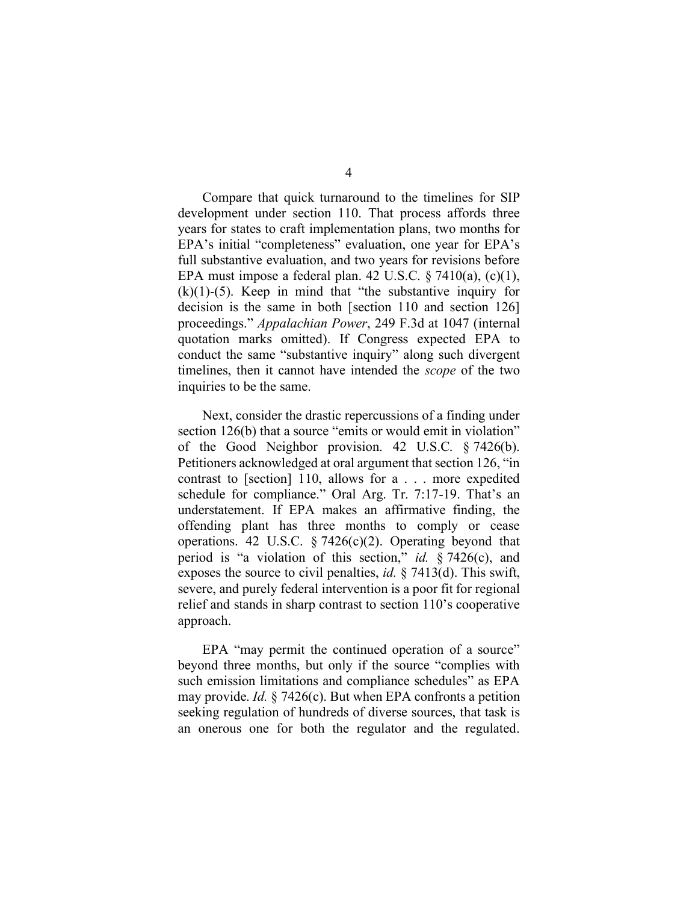Compare that quick turnaround to the timelines for SIP development under section 110. That process affords three years for states to craft implementation plans, two months for EPA's initial "completeness" evaluation, one year for EPA's full substantive evaluation, and two years for revisions before EPA must impose a federal plan. 42 U.S.C. § 7410(a), (c)(1), (k)(1)-(5). Keep in mind that "the substantive inquiry for decision is the same in both [section 110 and section 126] proceedings." *Appalachian Power*, 249 F.3d at 1047 (internal quotation marks omitted). If Congress expected EPA to conduct the same "substantive inquiry" along such divergent timelines, then it cannot have intended the *scope* of the two inquiries to be the same.

Next, consider the drastic repercussions of a finding under section 126(b) that a source "emits or would emit in violation" of the Good Neighbor provision. 42 U.S.C. § 7426(b). Petitioners acknowledged at oral argument that section 126, "in contrast to [section] 110, allows for a . . . more expedited schedule for compliance." Oral Arg. Tr. 7:17-19. That's an understatement. If EPA makes an affirmative finding, the offending plant has three months to comply or cease operations. 42 U.S.C. § 7426(c)(2). Operating beyond that period is "a violation of this section," *id.* § 7426(c), and exposes the source to civil penalties, *id.* § 7413(d). This swift, severe, and purely federal intervention is a poor fit for regional relief and stands in sharp contrast to section 110's cooperative approach.

EPA "may permit the continued operation of a source" beyond three months, but only if the source "complies with such emission limitations and compliance schedules" as EPA may provide. *Id.* § 7426(c). But when EPA confronts a petition seeking regulation of hundreds of diverse sources, that task is an onerous one for both the regulator and the regulated.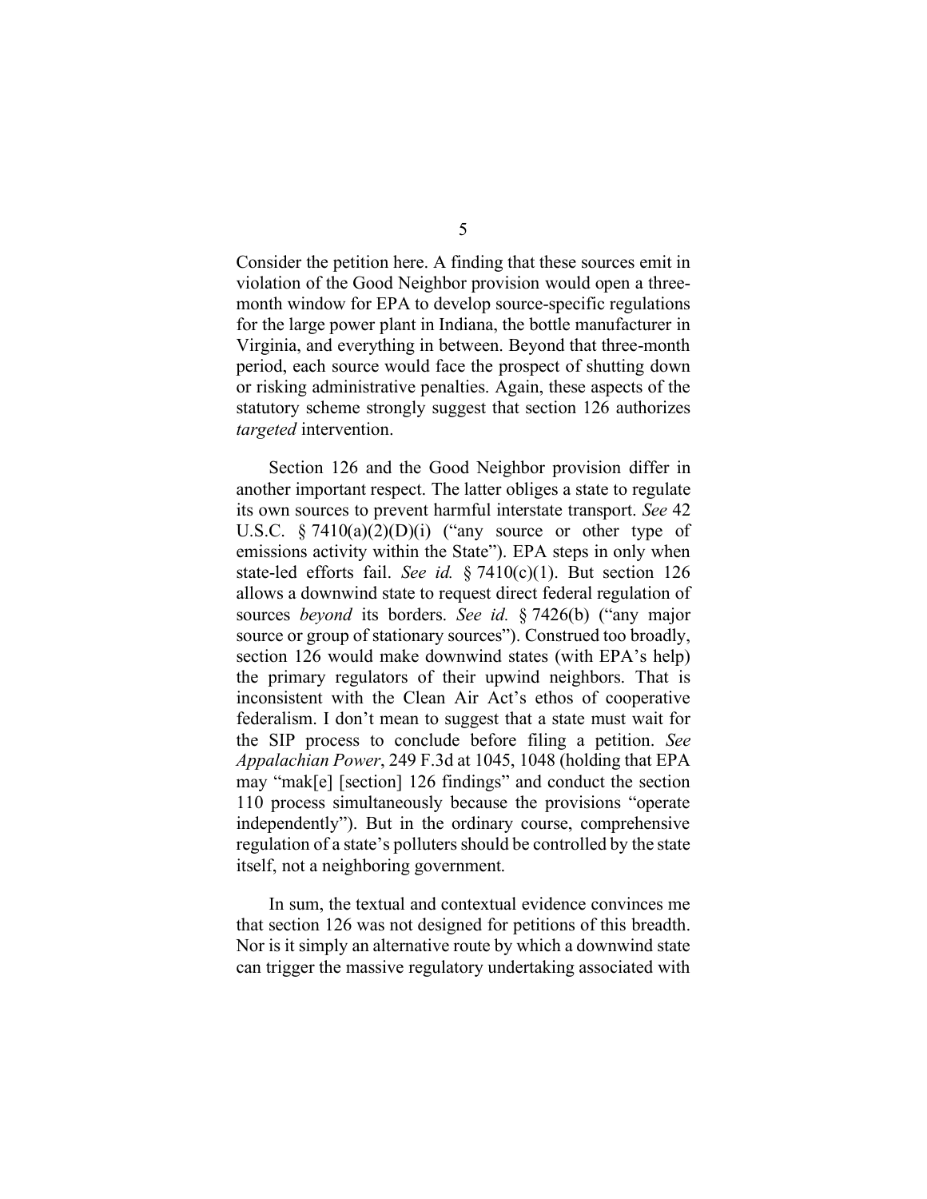Consider the petition here. A finding that these sources emit in violation of the Good Neighbor provision would open a three-month window for EPA to develop source-specific regulations for the large power plant in Indiana, the bottle manufacturer in Virginia, and everything in between. Beyond that three-month period, each source would face the prospect of shutting down or risking administrative penalties. Again, these aspects of the statutory scheme strongly suggest that section 126 authorizes *targeted* intervention.

Section 126 and the Good Neighbor provision differ in another important respect. The latter obliges a state to regulate its own sources to prevent harmful interstate transport. *See* 42 U.S.C. § 7410(a)(2)(D)(i) ("any source or other type of emissions activity within the State"). EPA steps in only when state-led efforts fail. *See id.* § 7410(c)(1). But section 126 allows a downwind state to request direct federal regulation of sources *beyond* its borders. *See id.* § 7426(b) ("any major source or group of stationary sources"). Construed too broadly, section 126 would make downwind states (with EPA's help) the primary regulators of their upwind neighbors. That is inconsistent with the Clean Air Act's ethos of cooperative federalism. I don't mean to suggest that a state must wait for the SIP process to conclude before filing a petition. *See Appalachian Power*, 249 F.3d at 1045, 1048 (holding that EPA may "mak[e] [section] 126 findings" and conduct the section 110 process simultaneously because the provisions "operate independently"). But in the ordinary course, comprehensive regulation of a state's polluters should be controlled by the state itself, not a neighboring government.

In sum, the textual and contextual evidence convinces me that section 126 was not designed for petitions of this breadth. Nor is it simply an alternative route by which a downwind state can trigger the massive regulatory undertaking associated with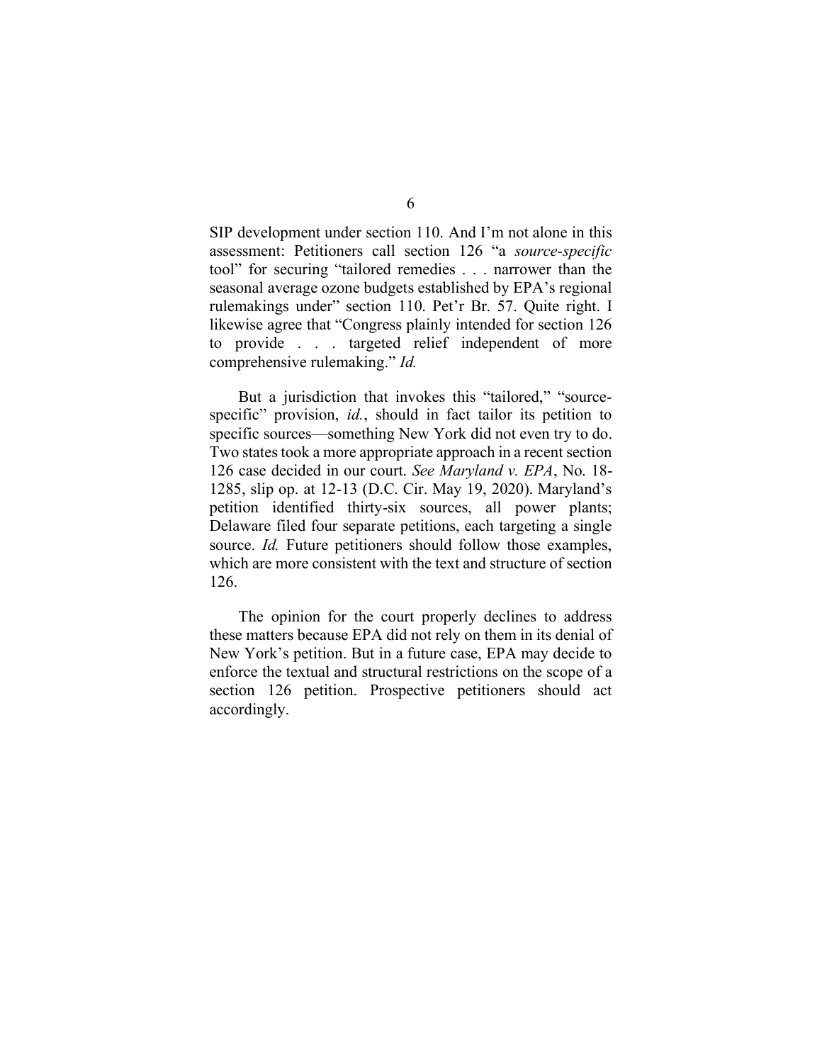SIP development under section 110. And I'm not alone in this assessment: Petitioners call section 126 "a *source-specific* tool" for securing "tailored remedies . . . narrower than the seasonal average ozone budgets established by EPA's regional rulemakings under" section 110. Pet'r Br. 57. Quite right. I likewise agree that "Congress plainly intended for section 126 to provide . . . targeted relief independent of more comprehensive rulemaking." *Id.*

But a jurisdiction that invokes this "tailored," "source-specific" provision, *id.*, should in fact tailor its petition to specific sources—something New York did not even try to do. Two states took a more appropriate approach in a recent section 126 case decided in our court. *See Maryland v. EPA*, No. 18-1285, slip op. at 12-13 (D.C. Cir. May 19, 2020). Maryland's petition identified thirty-six sources, all power plants; Delaware filed four separate petitions, each targeting a single source. *Id.* Future petitioners should follow those examples, which are more consistent with the text and structure of section 126.

The opinion for the court properly declines to address these matters because EPA did not rely on them in its denial of New York's petition. But in a future case, EPA may decide to enforce the textual and structural restrictions on the scope of a section 126 petition. Prospective petitioners should act accordingly.